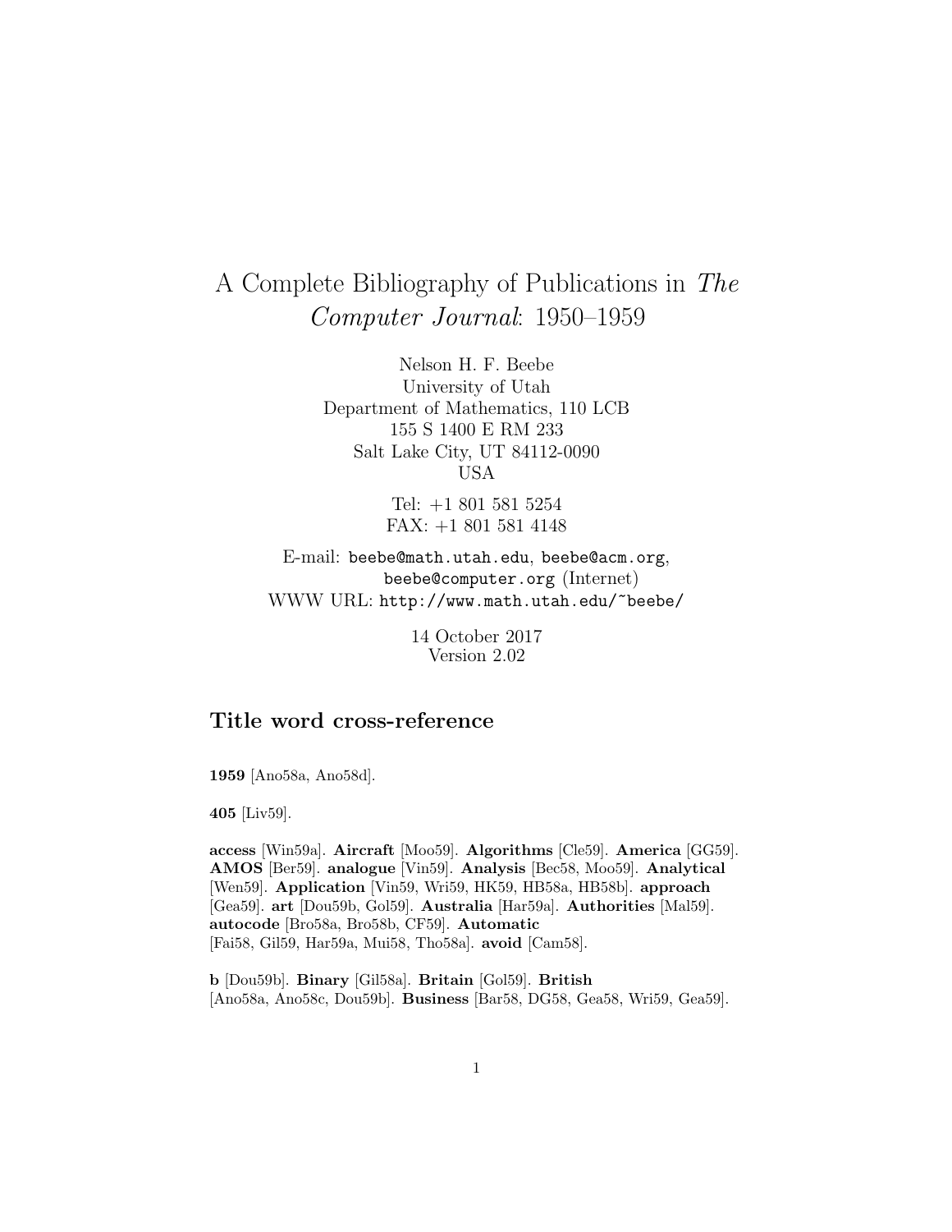# A Complete Bibliography of Publications in *The Computer Journal*: 1950–1959

Nelson H. F. Beebe
University of Utah
Department of Mathematics, 110 LCB
155 S 1400 E RM 233
Salt Lake City, UT 84112-0090
USA

Tel: +1 801 581 5254
FAX: +1 801 581 4148

E-mail: `beebe@math.utah.edu`, `beebe@acm.org`, `beebe@computer.org` (Internet)
WWW URL: `http://www.math.utah.edu/~beebe/`

14 October 2017
Version 2.02

## Title word cross-reference

**1959** [Ano58a, Ano58d].

**405** [Liv59].

**access** [Win59a]. **Aircraft** [Moo59]. **Algorithms** [Cle59]. **America** [GG59]. **AMOS** [Ber59]. **analogue** [Vin59]. **Analysis** [Bec58, Moo59]. **Analytical** [Wen59]. **Application** [Vin59, Wri59, HK59, HB58a, HB58b]. **approach** [Gea59]. **art** [Dou59b, Gol59]. **Australia** [Har59a]. **Authorities** [Mal59]. **autocode** [Bro58a, Bro58b, CF59]. **Automatic** [Fai58, Gil59, Har59a, Mui58, Tho58a]. **avoid** [Cam58].

**b** [Dou59b]. **Binary** [Gil58a]. **Britain** [Gol59]. **British** [Ano58a, Ano58c, Dou59b]. **Business** [Bar58, DG58, Gea58, Wri59, Gea59].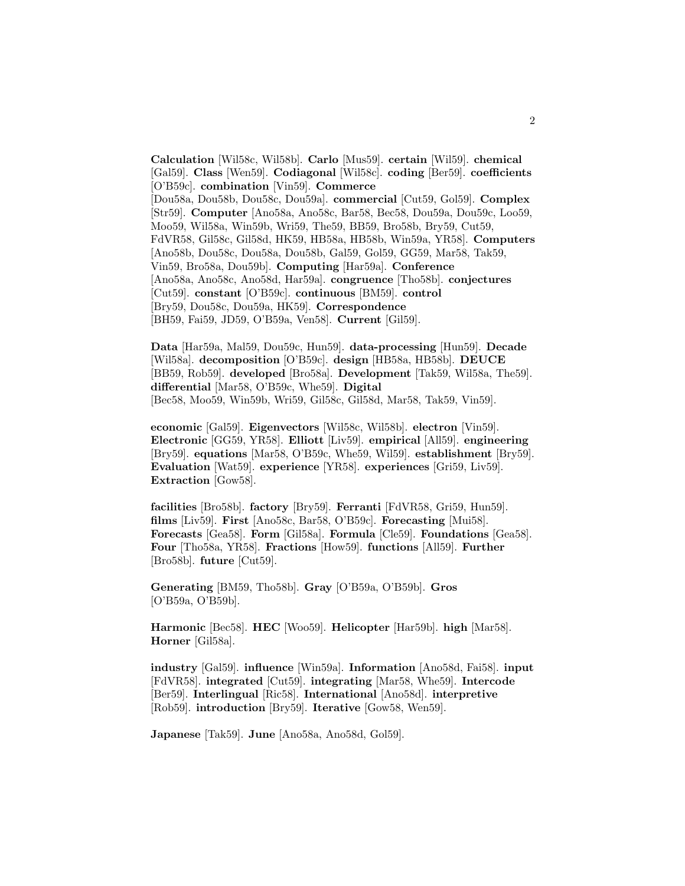**Calculation** [Wil58c, Wil58b]. **Carlo** [Mus59]. **certain** [Wil59]. **chemical** [Gal59]. **Class** [Wen59]. **Codiagonal** [Wil58c]. **coding** [Ber59]. **coefficients** [O'B59c]. **combination** [Vin59]. **Commerce** [Dou58a, Dou58b, Dou58c, Dou59a]. **commercial** [Cut59, Gol59]. **Complex** [Str59]. **Computer** [Ano58a, Ano58c, Bar58, Bec58, Dou59a, Dou59c, Loo59, Moo59, Wil58a, Win59b, Wri59, The59, BB59, Bro58b, Bry59, Cut59, FdVR58, Gil58c, Gil58d, HK59, HB58a, HB58b, Win59a, YR58]. **Computers** [Ano58b, Dou58c, Dou58a, Dou58b, Gal59, Gol59, GG59, Mar58, Tak59, Vin59, Bro58a, Dou59b]. **Computing** [Har59a]. **Conference** [Ano58a, Ano58c, Ano58d, Har59a]. **congruence** [Tho58b]. **conjectures** [Cut59]. **constant** [O'B59c]. **continuous** [BM59]. **control** [Bry59, Dou58c, Dou59a, HK59]. **Correspondence** [BH59, Fai59, JD59, O'B59a, Ven58]. **Current** [Gil59].

**Data** [Har59a, Mal59, Dou59c, Hun59]. **data-processing** [Hun59]. **Decade** [Wil58a]. **decomposition** [O'B59c]. **design** [HB58a, HB58b]. **DEUCE** [BB59, Rob59]. **developed** [Bro58a]. **Development** [Tak59, Wil58a, The59]. **differential** [Mar58, O'B59c, Whe59]. **Digital** [Bec58, Moo59, Win59b, Wri59, Gil58c, Gil58d, Mar58, Tak59, Vin59].

**economic** [Gal59]. **Eigenvectors** [Wil58c, Wil58b]. **electron** [Vin59]. **Electronic** [GG59, YR58]. **Elliott** [Liv59]. **empirical** [All59]. **engineering** [Bry59]. **equations** [Mar58, O'B59c, Whe59, Wil59]. **establishment** [Bry59]. **Evaluation** [Wat59]. **experience** [YR58]. **experiences** [Gri59, Liv59]. **Extraction** [Gow58].

**facilities** [Bro58b]. **factory** [Bry59]. **Ferranti** [FdVR58, Gri59, Hun59]. **films** [Liv59]. **First** [Ano58c, Bar58, O'B59c]. **Forecasting** [Mui58]. **Forecasts** [Gea58]. **Form** [Gil58a]. **Formula** [Cle59]. **Foundations** [Gea58]. **Four** [Tho58a, YR58]. **Fractions** [How59]. **functions** [All59]. **Further** [Bro58b]. **future** [Cut59].

**Generating** [BM59, Tho58b]. **Gray** [O'B59a, O'B59b]. **Gros** [O'B59a, O'B59b].

**Harmonic** [Bec58]. **HEC** [Woo59]. **Helicopter** [Har59b]. **high** [Mar58]. **Horner** [Gil58a].

**industry** [Gal59]. **influence** [Win59a]. **Information** [Ano58d, Fai58]. **input** [FdVR58]. **integrated** [Cut59]. **integrating** [Mar58, Whe59]. **Intercode** [Ber59]. **Interlingual** [Ric58]. **International** [Ano58d]. **interpretive** [Rob59]. **introduction** [Bry59]. **Iterative** [Gow58, Wen59].

**Japanese** [Tak59]. **June** [Ano58a, Ano58d, Gol59].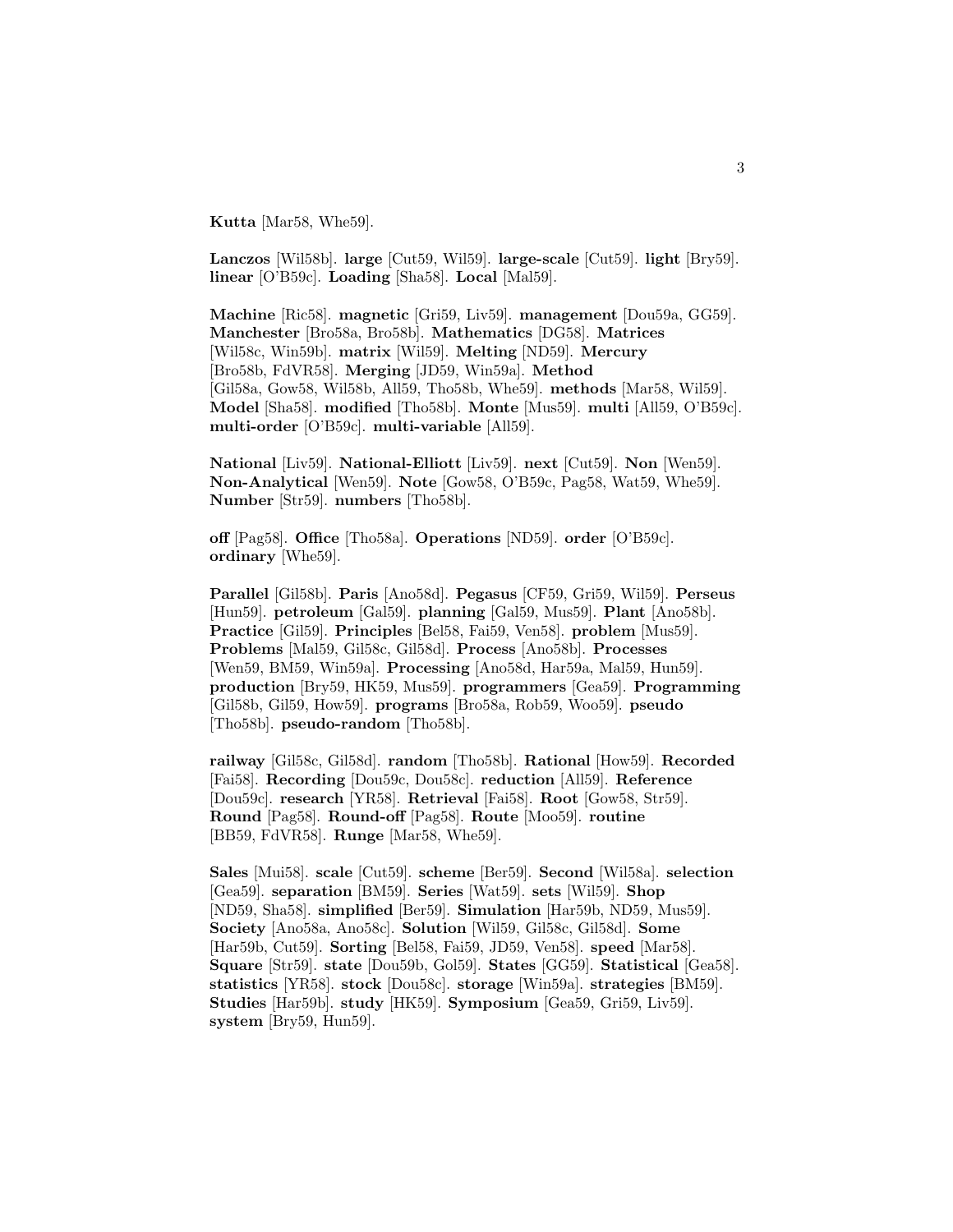**Kutta** [Mar58, Whe59].

**Lanczos** [Wil58b]. **large** [Cut59, Wil59]. **large-scale** [Cut59]. **light** [Bry59]. **linear** [O'B59c]. **Loading** [Sha58]. **Local** [Mal59].

**Machine** [Ric58]. **magnetic** [Gri59, Liv59]. **management** [Dou59a, GG59]. **Manchester** [Bro58a, Bro58b]. **Mathematics** [DG58]. **Matrices** [Wil58c, Win59b]. **matrix** [Wil59]. **Melting** [ND59]. **Mercury** [Bro58b, FdVR58]. **Merging** [JD59, Win59a]. **Method** [Gil58a, Gow58, Wil58b, All59, Tho58b, Whe59]. **methods** [Mar58, Wil59]. **Model** [Sha58]. **modified** [Tho58b]. **Monte** [Mus59]. **multi** [All59, O'B59c]. **multi-order** [O'B59c]. **multi-variable** [All59].

**National** [Liv59]. **National-Elliott** [Liv59]. **next** [Cut59]. **Non** [Wen59]. **Non-Analytical** [Wen59]. **Note** [Gow58, O'B59c, Pag58, Wat59, Whe59]. **Number** [Str59]. **numbers** [Tho58b].

**off** [Pag58]. **Office** [Tho58a]. **Operations** [ND59]. **order** [O'B59c]. **ordinary** [Whe59].

**Parallel** [Gil58b]. **Paris** [Ano58d]. **Pegasus** [CF59, Gri59, Wil59]. **Perseus** [Hun59]. **petroleum** [Gal59]. **planning** [Gal59, Mus59]. **Plant** [Ano58b]. **Practice** [Gil59]. **Principles** [Bel58, Fai59, Ven58]. **problem** [Mus59]. **Problems** [Mal59, Gil58c, Gil58d]. **Process** [Ano58b]. **Processes** [Wen59, BM59, Win59a]. **Processing** [Ano58d, Har59a, Mal59, Hun59]. **production** [Bry59, HK59, Mus59]. **programmers** [Gea59]. **Programming** [Gil58b, Gil59, How59]. **programs** [Bro58a, Rob59, Woo59]. **pseudo** [Tho58b]. **pseudo-random** [Tho58b].

**railway** [Gil58c, Gil58d]. **random** [Tho58b]. **Rational** [How59]. **Recorded** [Fai58]. **Recording** [Dou59c, Dou58c]. **reduction** [All59]. **Reference** [Dou59c]. **research** [YR58]. **Retrieval** [Fai58]. **Root** [Gow58, Str59]. **Round** [Pag58]. **Round-off** [Pag58]. **Route** [Moo59]. **routine** [BB59, FdVR58]. **Runge** [Mar58, Whe59].

**Sales** [Mui58]. **scale** [Cut59]. **scheme** [Ber59]. **Second** [Wil58a]. **selection** [Gea59]. **separation** [BM59]. **Series** [Wat59]. **sets** [Wil59]. **Shop** [ND59, Sha58]. **simplified** [Ber59]. **Simulation** [Har59b, ND59, Mus59]. **Society** [Ano58a, Ano58c]. **Solution** [Wil59, Gil58c, Gil58d]. **Some** [Har59b, Cut59]. **Sorting** [Bel58, Fai59, JD59, Ven58]. **speed** [Mar58]. **Square** [Str59]. **state** [Dou59b, Gol59]. **States** [GG59]. **Statistical** [Gea58]. **statistics** [YR58]. **stock** [Dou58c]. **storage** [Win59a]. **strategies** [BM59]. **Studies** [Har59b]. **study** [HK59]. **Symposium** [Gea59, Gri59, Liv59]. **system** [Bry59, Hun59].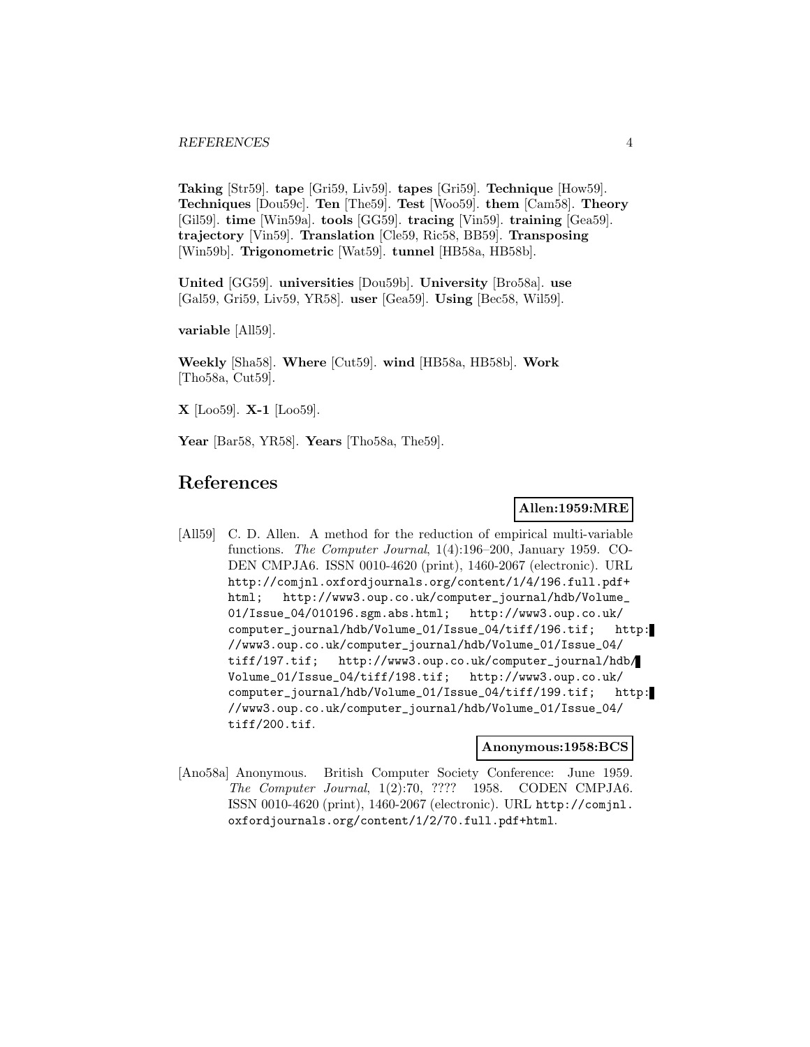**Taking** [Str59]. **tape** [Gri59, Liv59]. **tapes** [Gri59]. **Technique** [How59]. **Techniques** [Dou59c]. **Ten** [The59]. **Test** [Woo59]. **them** [Cam58]. **Theory** [Gil59]. **time** [Win59a]. **tools** [GG59]. **tracing** [Vin59]. **training** [Gea59]. **trajectory** [Vin59]. **Translation** [Cle59, Ric58, BB59]. **Transposing** [Win59b]. **Trigonometric** [Wat59]. **tunnel** [HB58a, HB58b].

**United** [GG59]. **universities** [Dou59b]. **University** [Bro58a]. **use** [Gal59, Gri59, Liv59, YR58]. **user** [Gea59]. **Using** [Bec58, Wil59].

**variable** [All59].

**Weekly** [Sha58]. **Where** [Cut59]. **wind** [HB58a, HB58b]. **Work** [Tho58a, Cut59].

**X** [Loo59]. **X-1** [Loo59].

**Year** [Bar58, YR58]. **Years** [Tho58a, The59].

## References

**Allen:1959:MRE**

[All59] C. D. Allen. A method for the reduction of empirical multi-variable functions. *The Computer Journal*, 1(4):196–200, January 1959. CODEN CMPJA6. ISSN 0010-4620 (print), 1460-2067 (electronic). URL http://comjnl.oxfordjournals.org/content/1/4/196.full.pdf+html; http://www3.oup.co.uk/computer_journal/hdb/Volume_01/Issue_04/010196.sgm.abs.html; http://www3.oup.co.uk/computer_journal/hdb/Volume_01/Issue_04/tiff/196.tif; http://www3.oup.co.uk/computer_journal/hdb/Volume_01/Issue_04/tiff/197.tif; http://www3.oup.co.uk/computer_journal/hdb/Volume_01/Issue_04/tiff/198.tif; http://www3.oup.co.uk/computer_journal/hdb/Volume_01/Issue_04/tiff/199.tif; http://www3.oup.co.uk/computer_journal/hdb/Volume_01/Issue_04/tiff/200.tif.

**Anonymous:1958:BCS**

[Ano58a] Anonymous. British Computer Society Conference: June 1959. *The Computer Journal*, 1(2):70, ???? 1958. CODEN CMPJA6. ISSN 0010-4620 (print), 1460-2067 (electronic). URL http://comjnl.oxfordjournals.org/content/1/2/70.full.pdf+html.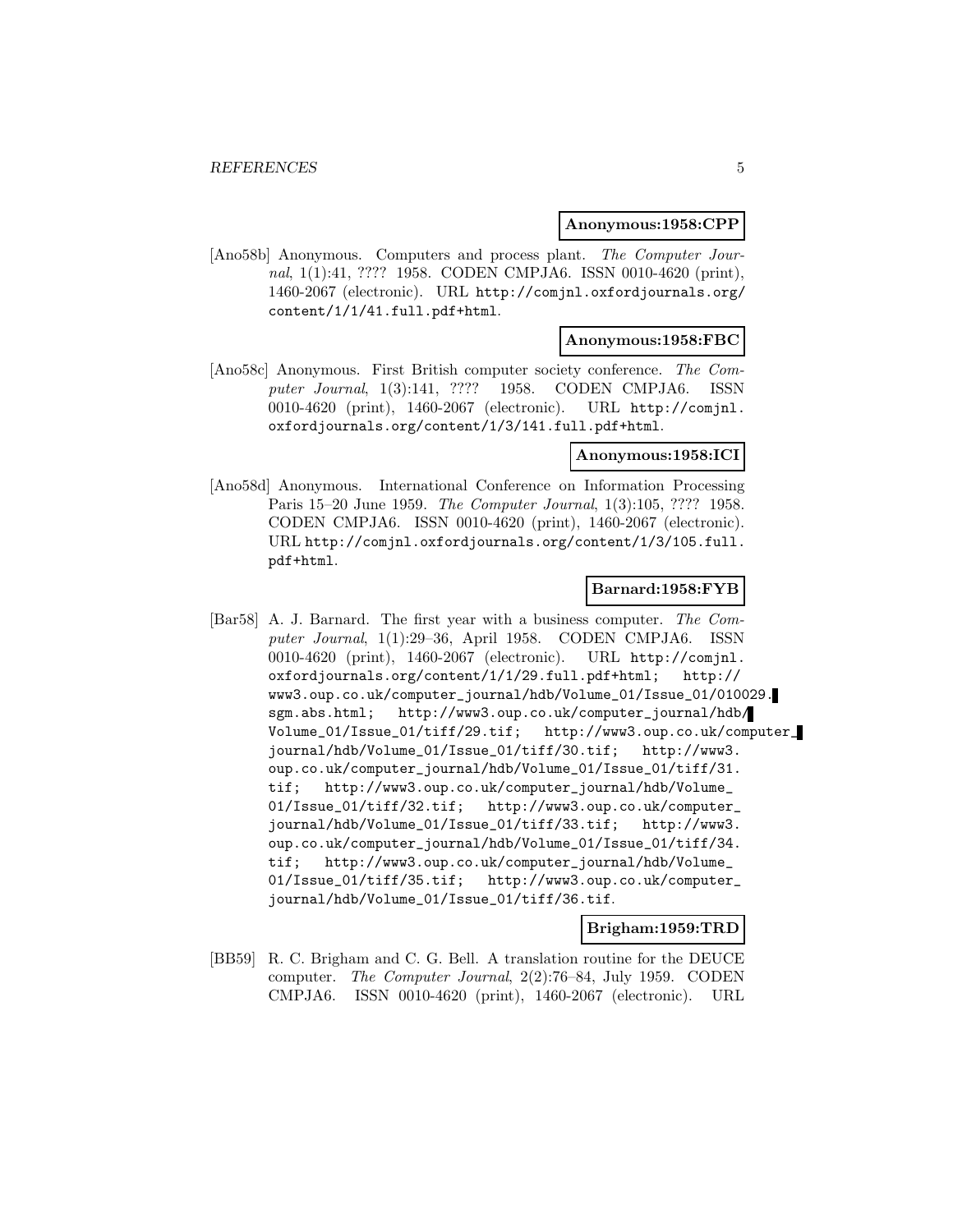**Anonymous:1958:CPP**

[Ano58b] Anonymous. Computers and process plant. *The Computer Journal*, 1(1):41, ???? 1958. CODEN CMPJA6. ISSN 0010-4620 (print), 1460-2067 (electronic). URL http://comjnl.oxfordjournals.org/content/1/1/41.full.pdf+html.

**Anonymous:1958:FBC**

[Ano58c] Anonymous. First British computer society conference. *The Computer Journal*, 1(3):141, ???? 1958. CODEN CMPJA6. ISSN 0010-4620 (print), 1460-2067 (electronic). URL http://comjnl.oxfordjournals.org/content/1/3/141.full.pdf+html.

**Anonymous:1958:ICI**

[Ano58d] Anonymous. International Conference on Information Processing Paris 15–20 June 1959. *The Computer Journal*, 1(3):105, ???? 1958. CODEN CMPJA6. ISSN 0010-4620 (print), 1460-2067 (electronic). URL http://comjnl.oxfordjournals.org/content/1/3/105.full.pdf+html.

**Barnard:1958:FYB**

[Bar58] A. J. Barnard. The first year with a business computer. *The Computer Journal*, 1(1):29–36, April 1958. CODEN CMPJA6. ISSN 0010-4620 (print), 1460-2067 (electronic). URL http://comjnl.oxfordjournals.org/content/1/1/29.full.pdf+html; http://www3.oup.co.uk/computer_journal/hdb/Volume_01/Issue_01/010029.sgm.abs.html; http://www3.oup.co.uk/computer_journal/hdb/Volume_01/Issue_01/tiff/29.tif; http://www3.oup.co.uk/computer_journal/hdb/Volume_01/Issue_01/tiff/30.tif; http://www3.oup.co.uk/computer_journal/hdb/Volume_01/Issue_01/tiff/31.tif; http://www3.oup.co.uk/computer_journal/hdb/Volume_01/Issue_01/tiff/32.tif; http://www3.oup.co.uk/computer_journal/hdb/Volume_01/Issue_01/tiff/33.tif; http://www3.oup.co.uk/computer_journal/hdb/Volume_01/Issue_01/tiff/34.tif; http://www3.oup.co.uk/computer_journal/hdb/Volume_01/Issue_01/tiff/35.tif; http://www3.oup.co.uk/computer_journal/hdb/Volume_01/Issue_01/tiff/36.tif.

**Brigham:1959:TRD**

[BB59] R. C. Brigham and C. G. Bell. A translation routine for the DEUCE computer. *The Computer Journal*, 2(2):76–84, July 1959. CODEN CMPJA6. ISSN 0010-4620 (print), 1460-2067 (electronic). URL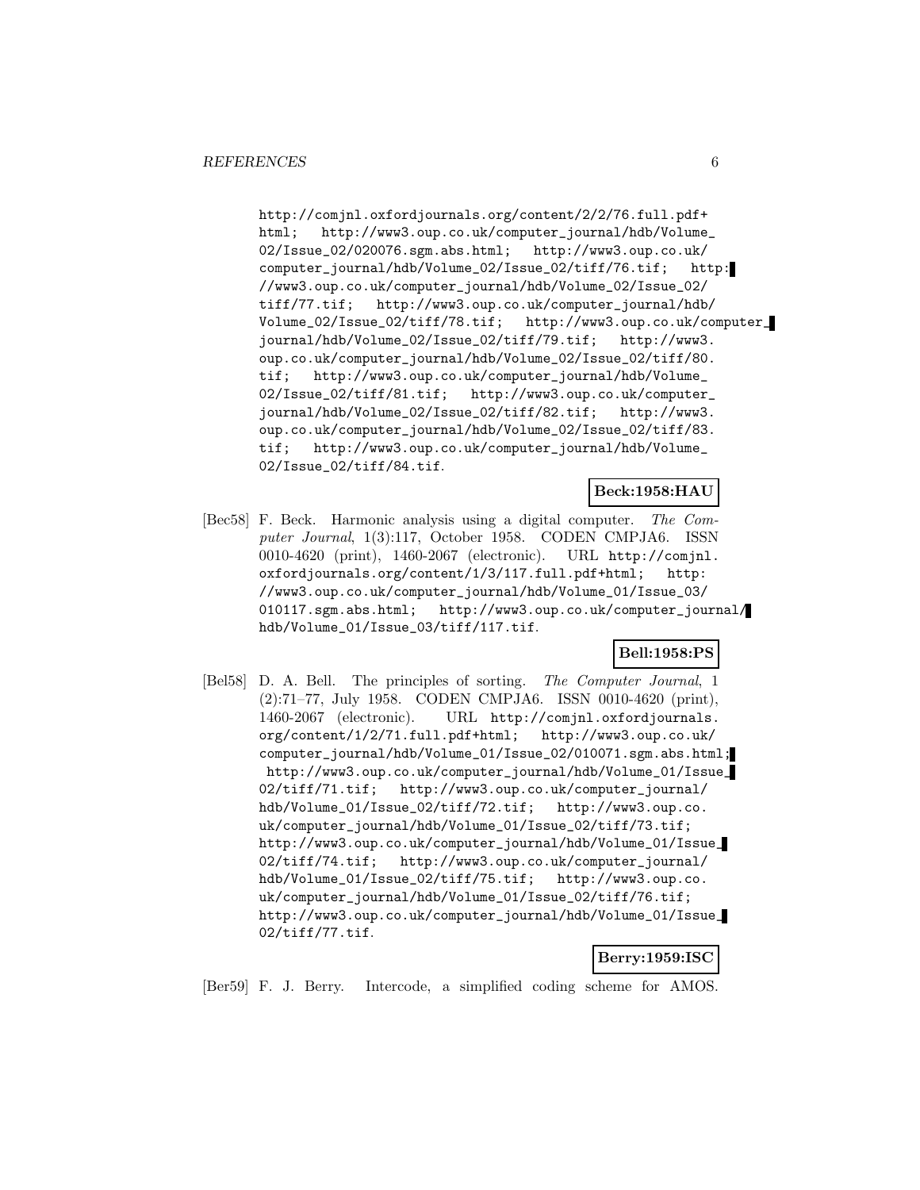http://comjnl.oxfordjournals.org/content/2/2/76.full.pdf+html; http://www3.oup.co.uk/computer_journal/hdb/Volume_02/Issue_02/020076.sgm.abs.html; http://www3.oup.co.uk/computer_journal/hdb/Volume_02/Issue_02/tiff/76.tif; http://www3.oup.co.uk/computer_journal/hdb/Volume_02/Issue_02/tiff/77.tif; http://www3.oup.co.uk/computer_journal/hdb/Volume_02/Issue_02/tiff/78.tif; http://www3.oup.co.uk/computer_journal/hdb/Volume_02/Issue_02/tiff/79.tif; http://www3.oup.co.uk/computer_journal/hdb/Volume_02/Issue_02/tiff/80.tif; http://www3.oup.co.uk/computer_journal/hdb/Volume_02/Issue_02/tiff/81.tif; http://www3.oup.co.uk/computer_journal/hdb/Volume_02/Issue_02/tiff/82.tif; http://www3.oup.co.uk/computer_journal/hdb/Volume_02/Issue_02/tiff/83.tif; http://www3.oup.co.uk/computer_journal/hdb/Volume_02/Issue_02/tiff/84.tif.

**Beck:1958:HAU**

[Bec58] F. Beck. Harmonic analysis using a digital computer. *The Computer Journal*, 1(3):117, October 1958. CODEN CMPJA6. ISSN 0010-4620 (print), 1460-2067 (electronic). URL http://comjnl.oxfordjournals.org/content/1/3/117.full.pdf+html; http://www3.oup.co.uk/computer_journal/hdb/Volume_01/Issue_03/010117.sgm.abs.html; http://www3.oup.co.uk/computer_journal/hdb/Volume_01/Issue_03/tiff/117.tif.

**Bell:1958:PS**

[Bel58] D. A. Bell. The principles of sorting. *The Computer Journal*, 1 (2):71–77, July 1958. CODEN CMPJA6. ISSN 0010-4620 (print), 1460-2067 (electronic). URL http://comjnl.oxfordjournals.org/content/1/2/71.full.pdf+html; http://www3.oup.co.uk/computer_journal/hdb/Volume_01/Issue_02/010071.sgm.abs.html; http://www3.oup.co.uk/computer_journal/hdb/Volume_01/Issue_02/tiff/71.tif; http://www3.oup.co.uk/computer_journal/hdb/Volume_01/Issue_02/tiff/72.tif; http://www3.oup.co.uk/computer_journal/hdb/Volume_01/Issue_02/tiff/73.tif; http://www3.oup.co.uk/computer_journal/hdb/Volume_01/Issue_02/tiff/74.tif; http://www3.oup.co.uk/computer_journal/hdb/Volume_01/Issue_02/tiff/75.tif; http://www3.oup.co.uk/computer_journal/hdb/Volume_01/Issue_02/tiff/76.tif; http://www3.oup.co.uk/computer_journal/hdb/Volume_01/Issue_02/tiff/77.tif.

**Berry:1959:ISC**

[Ber59] F. J. Berry. Intercode, a simplified coding scheme for AMOS.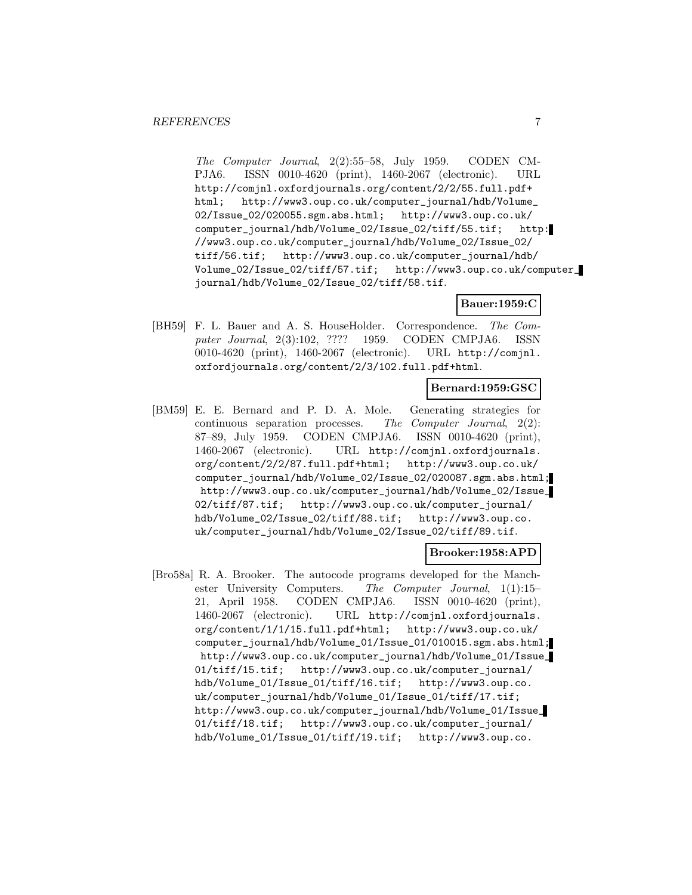*The Computer Journal*, 2(2):55–58, July 1959. CODEN CMPJA6. ISSN 0010-4620 (print), 1460-2067 (electronic). URL http://comjnl.oxfordjournals.org/content/2/2/55.full.pdf+html; http://www3.oup.co.uk/computer_journal/hdb/Volume_02/Issue_02/020055.sgm.abs.html; http://www3.oup.co.uk/computer_journal/hdb/Volume_02/Issue_02/tiff/55.tif; http://www3.oup.co.uk/computer_journal/hdb/Volume_02/Issue_02/tiff/56.tif; http://www3.oup.co.uk/computer_journal/hdb/Volume_02/Issue_02/tiff/57.tif; http://www3.oup.co.uk/computer_journal/hdb/Volume_02/Issue_02/tiff/58.tif.

**Bauer:1959:C**

[BH59] F. L. Bauer and A. S. HouseHolder. Correspondence. *The Computer Journal*, 2(3):102, ???? 1959. CODEN CMPJA6. ISSN 0010-4620 (print), 1460-2067 (electronic). URL http://comjnl.oxfordjournals.org/content/2/3/102.full.pdf+html.

**Bernard:1959:GSC**

[BM59] E. E. Bernard and P. D. A. Mole. Generating strategies for continuous separation processes. *The Computer Journal*, 2(2):87–89, July 1959. CODEN CMPJA6. ISSN 0010-4620 (print), 1460-2067 (electronic). URL http://comjnl.oxfordjournals.org/content/2/2/87.full.pdf+html; http://www3.oup.co.uk/computer_journal/hdb/Volume_02/Issue_02/020087.sgm.abs.html; http://www3.oup.co.uk/computer_journal/hdb/Volume_02/Issue_02/tiff/87.tif; http://www3.oup.co.uk/computer_journal/hdb/Volume_02/Issue_02/tiff/88.tif; http://www3.oup.co.uk/computer_journal/hdb/Volume_02/Issue_02/tiff/89.tif.

**Brooker:1958:APD**

[Bro58a] R. A. Brooker. The autocode programs developed for the Manchester University Computers. *The Computer Journal*, 1(1):15–21, April 1958. CODEN CMPJA6. ISSN 0010-4620 (print), 1460-2067 (electronic). URL http://comjnl.oxfordjournals.org/content/1/1/15.full.pdf+html; http://www3.oup.co.uk/computer_journal/hdb/Volume_01/Issue_01/010015.sgm.abs.html; http://www3.oup.co.uk/computer_journal/hdb/Volume_01/Issue_01/tiff/15.tif; http://www3.oup.co.uk/computer_journal/hdb/Volume_01/Issue_01/tiff/16.tif; http://www3.oup.co.uk/computer_journal/hdb/Volume_01/Issue_01/tiff/17.tif; http://www3.oup.co.uk/computer_journal/hdb/Volume_01/Issue_01/tiff/18.tif; http://www3.oup.co.uk/computer_journal/hdb/Volume_01/Issue_01/tiff/19.tif; http://www3.oup.co.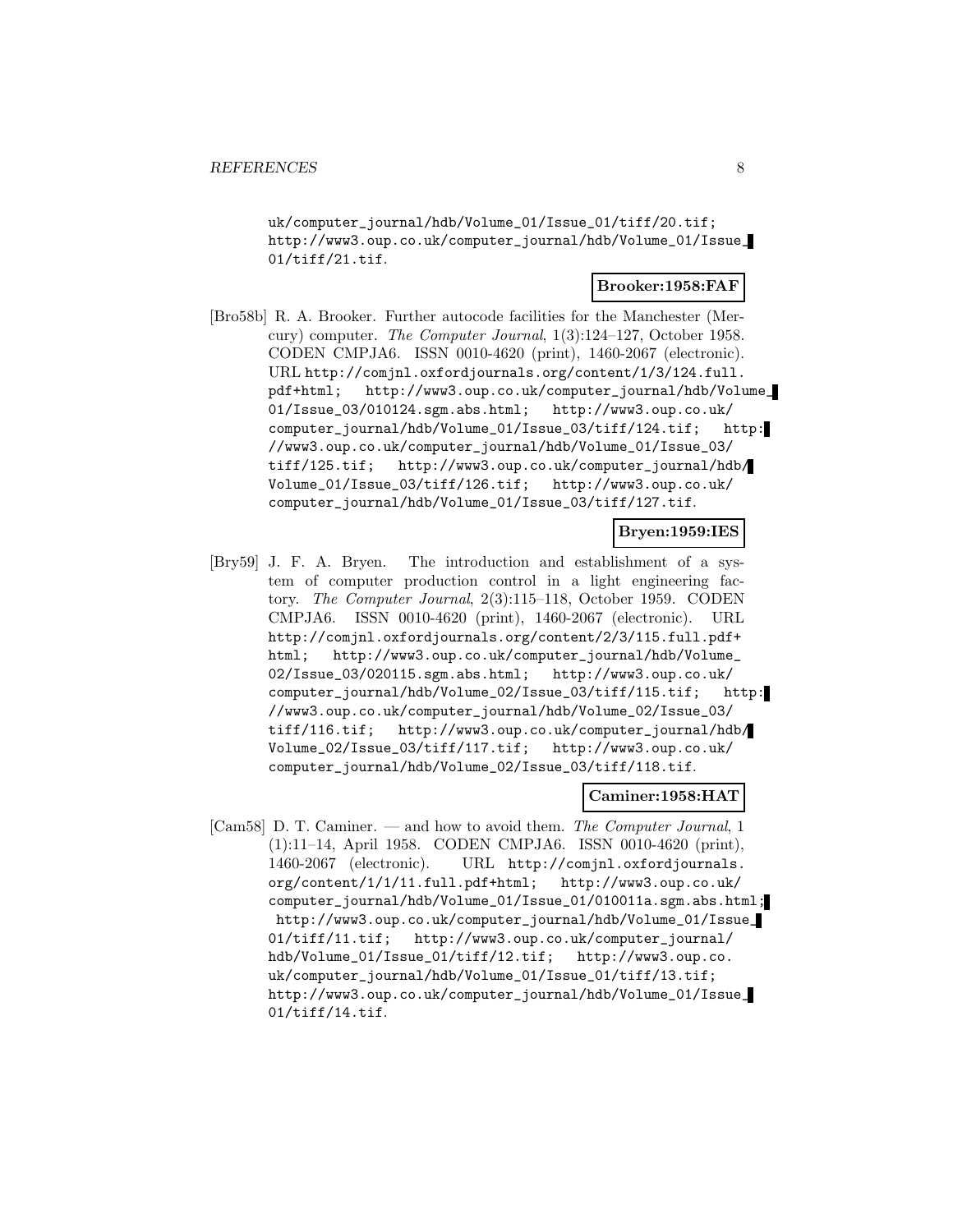uk/computer_journal/hdb/Volume_01/Issue_01/tiff/20.tif; http://www3.oup.co.uk/computer_journal/hdb/Volume_01/Issue_01/tiff/21.tif.

**Brooker:1958:FAF**

[Bro58b] R. A. Brooker. Further autocode facilities for the Manchester (Mercury) computer. *The Computer Journal*, 1(3):124–127, October 1958. CODEN CMPJA6. ISSN 0010-4620 (print), 1460-2067 (electronic). URL http://comjnl.oxfordjournals.org/content/1/3/124.full.pdf+html; http://www3.oup.co.uk/computer_journal/hdb/Volume_01/Issue_03/010124.sgm.abs.html; http://www3.oup.co.uk/computer_journal/hdb/Volume_01/Issue_03/tiff/124.tif; http://www3.oup.co.uk/computer_journal/hdb/Volume_01/Issue_03/tiff/125.tif; http://www3.oup.co.uk/computer_journal/hdb/Volume_01/Issue_03/tiff/126.tif; http://www3.oup.co.uk/computer_journal/hdb/Volume_01/Issue_03/tiff/127.tif.

**Bryen:1959:IES**

[Bry59] J. F. A. Bryen. The introduction and establishment of a system of computer production control in a light engineering factory. *The Computer Journal*, 2(3):115–118, October 1959. CODEN CMPJA6. ISSN 0010-4620 (print), 1460-2067 (electronic). URL http://comjnl.oxfordjournals.org/content/2/3/115.full.pdf+html; http://www3.oup.co.uk/computer_journal/hdb/Volume_02/Issue_03/020115.sgm.abs.html; http://www3.oup.co.uk/computer_journal/hdb/Volume_02/Issue_03/tiff/115.tif; http://www3.oup.co.uk/computer_journal/hdb/Volume_02/Issue_03/tiff/116.tif; http://www3.oup.co.uk/computer_journal/hdb/Volume_02/Issue_03/tiff/117.tif; http://www3.oup.co.uk/computer_journal/hdb/Volume_02/Issue_03/tiff/118.tif.

**Caminer:1958:HAT**

[Cam58] D. T. Caminer. — and how to avoid them. *The Computer Journal*, 1(1):11–14, April 1958. CODEN CMPJA6. ISSN 0010-4620 (print), 1460-2067 (electronic). URL http://comjnl.oxfordjournals.org/content/1/1/11.full.pdf+html; http://www3.oup.co.uk/computer_journal/hdb/Volume_01/Issue_01/010011a.sgm.abs.html; http://www3.oup.co.uk/computer_journal/hdb/Volume_01/Issue_01/tiff/11.tif; http://www3.oup.co.uk/computer_journal/hdb/Volume_01/Issue_01/tiff/12.tif; http://www3.oup.co.uk/computer_journal/hdb/Volume_01/Issue_01/tiff/13.tif; http://www3.oup.co.uk/computer_journal/hdb/Volume_01/Issue_01/tiff/14.tif.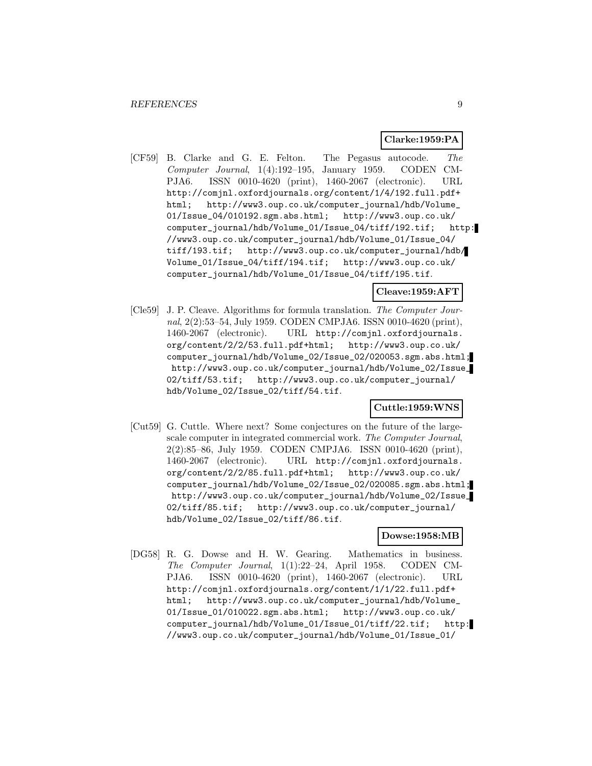**Clarke:1959:PA**

[CF59] B. Clarke and G. E. Felton. The Pegasus autocode. *The Computer Journal*, 1(4):192–195, January 1959. CODEN CMPJA6. ISSN 0010-4620 (print), 1460-2067 (electronic). URL http://comjnl.oxfordjournals.org/content/1/4/192.full.pdf+html; http://www3.oup.co.uk/computer_journal/hdb/Volume_01/Issue_04/010192.sgm.abs.html; http://www3.oup.co.uk/computer_journal/hdb/Volume_01/Issue_04/tiff/192.tif; http://www3.oup.co.uk/computer_journal/hdb/Volume_01/Issue_04/tiff/193.tif; http://www3.oup.co.uk/computer_journal/hdb/Volume_01/Issue_04/tiff/194.tif; http://www3.oup.co.uk/computer_journal/hdb/Volume_01/Issue_04/tiff/195.tif.

**Cleave:1959:AFT**

[Cle59] J. P. Cleave. Algorithms for formula translation. *The Computer Journal*, 2(2):53–54, July 1959. CODEN CMPJA6. ISSN 0010-4620 (print), 1460-2067 (electronic). URL http://comjnl.oxfordjournals.org/content/2/2/53.full.pdf+html; http://www3.oup.co.uk/computer_journal/hdb/Volume_02/Issue_02/020053.sgm.abs.html; http://www3.oup.co.uk/computer_journal/hdb/Volume_02/Issue_02/tiff/53.tif; http://www3.oup.co.uk/computer_journal/hdb/Volume_02/Issue_02/tiff/54.tif.

**Cuttle:1959:WNS**

[Cut59] G. Cuttle. Where next? Some conjectures on the future of the large-scale computer in integrated commercial work. *The Computer Journal*, 2(2):85–86, July 1959. CODEN CMPJA6. ISSN 0010-4620 (print), 1460-2067 (electronic). URL http://comjnl.oxfordjournals.org/content/2/2/85.full.pdf+html; http://www3.oup.co.uk/computer_journal/hdb/Volume_02/Issue_02/020085.sgm.abs.html; http://www3.oup.co.uk/computer_journal/hdb/Volume_02/Issue_02/tiff/85.tif; http://www3.oup.co.uk/computer_journal/hdb/Volume_02/Issue_02/tiff/86.tif.

**Dowse:1958:MB**

[DG58] R. G. Dowse and H. W. Gearing. Mathematics in business. *The Computer Journal*, 1(1):22–24, April 1958. CODEN CMPJA6. ISSN 0010-4620 (print), 1460-2067 (electronic). URL http://comjnl.oxfordjournals.org/content/1/1/22.full.pdf+html; http://www3.oup.co.uk/computer_journal/hdb/Volume_01/Issue_01/010022.sgm.abs.html; http://www3.oup.co.uk/computer_journal/hdb/Volume_01/Issue_01/tiff/22.tif; http://www3.oup.co.uk/computer_journal/hdb/Volume_01/Issue_01/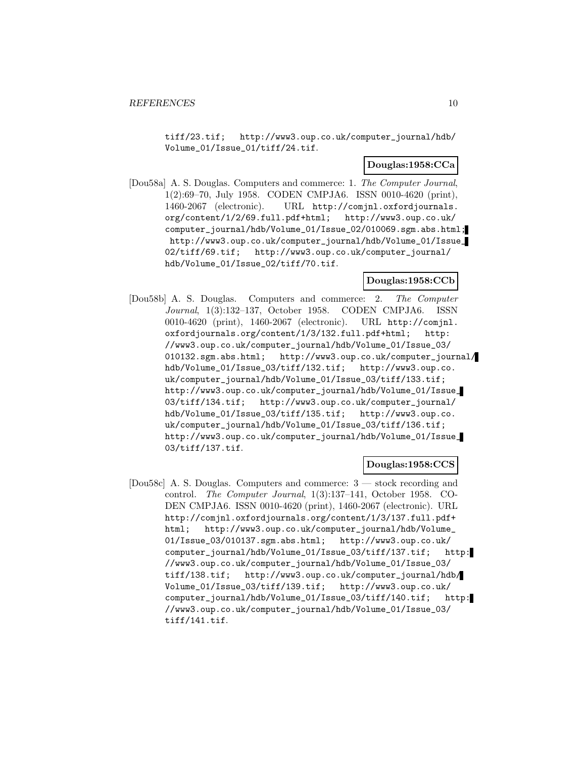tiff/23.tif; http://www3.oup.co.uk/computer_journal/hdb/Volume_01/Issue_01/tiff/24.tif.

**Douglas:1958:CCa**

[Dou58a] A. S. Douglas. Computers and commerce: 1. *The Computer Journal*, 1(2):69–70, July 1958. CODEN CMPJA6. ISSN 0010-4620 (print), 1460-2067 (electronic). URL http://comjnl.oxfordjournals.org/content/1/2/69.full.pdf+html; http://www3.oup.co.uk/computer_journal/hdb/Volume_01/Issue_02/010069.sgm.abs.html; http://www3.oup.co.uk/computer_journal/hdb/Volume_01/Issue_02/tiff/69.tif; http://www3.oup.co.uk/computer_journal/hdb/Volume_01/Issue_02/tiff/70.tif.

**Douglas:1958:CCb**

[Dou58b] A. S. Douglas. Computers and commerce: 2. *The Computer Journal*, 1(3):132–137, October 1958. CODEN CMPJA6. ISSN 0010-4620 (print), 1460-2067 (electronic). URL http://comjnl.oxfordjournals.org/content/1/3/132.full.pdf+html; http://www3.oup.co.uk/computer_journal/hdb/Volume_01/Issue_03/010132.sgm.abs.html; http://www3.oup.co.uk/computer_journal/hdb/Volume_01/Issue_03/tiff/132.tif; http://www3.oup.co.uk/computer_journal/hdb/Volume_01/Issue_03/tiff/133.tif; http://www3.oup.co.uk/computer_journal/hdb/Volume_01/Issue_03/tiff/134.tif; http://www3.oup.co.uk/computer_journal/hdb/Volume_01/Issue_03/tiff/135.tif; http://www3.oup.co.uk/computer_journal/hdb/Volume_01/Issue_03/tiff/136.tif; http://www3.oup.co.uk/computer_journal/hdb/Volume_01/Issue_03/tiff/137.tif.

**Douglas:1958:CCS**

[Dou58c] A. S. Douglas. Computers and commerce: 3 — stock recording and control. *The Computer Journal*, 1(3):137–141, October 1958. CODEN CMPJA6. ISSN 0010-4620 (print), 1460-2067 (electronic). URL http://comjnl.oxfordjournals.org/content/1/3/137.full.pdf+html; http://www3.oup.co.uk/computer_journal/hdb/Volume_01/Issue_03/010137.sgm.abs.html; http://www3.oup.co.uk/computer_journal/hdb/Volume_01/Issue_03/tiff/137.tif; http://www3.oup.co.uk/computer_journal/hdb/Volume_01/Issue_03/tiff/138.tif; http://www3.oup.co.uk/computer_journal/hdb/Volume_01/Issue_03/tiff/139.tif; http://www3.oup.co.uk/computer_journal/hdb/Volume_01/Issue_03/tiff/140.tif; http://www3.oup.co.uk/computer_journal/hdb/Volume_01/Issue_03/tiff/141.tif.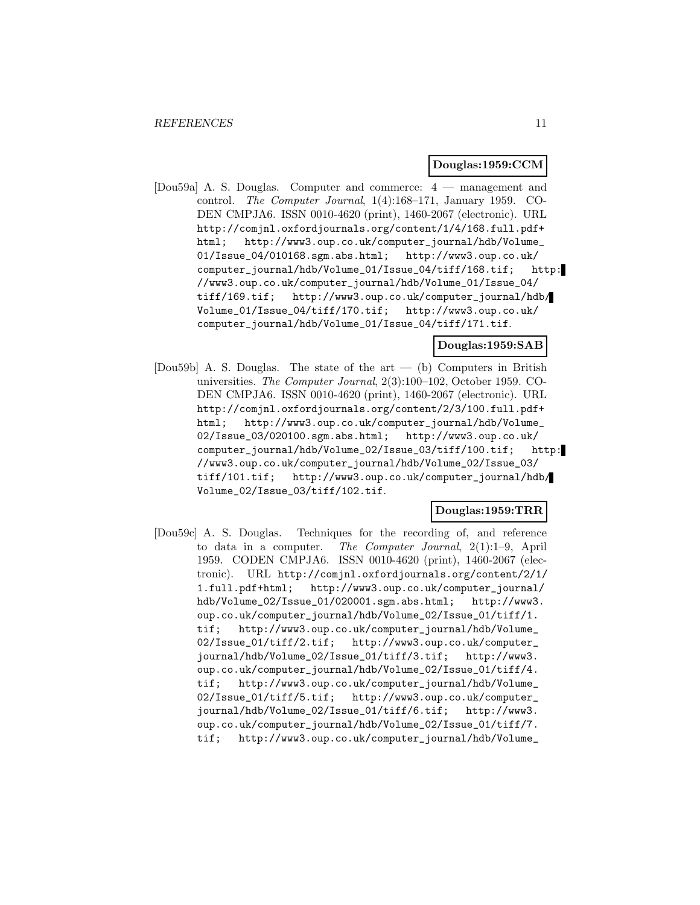**Douglas:1959:CCM**

[Dou59a] A. S. Douglas. Computer and commerce: 4 — management and control. *The Computer Journal*, 1(4):168–171, January 1959. CODEN CMPJA6. ISSN 0010-4620 (print), 1460-2067 (electronic). URL http://comjnl.oxfordjournals.org/content/1/4/168.full.pdf+html; http://www3.oup.co.uk/computer_journal/hdb/Volume_01/Issue_04/010168.sgm.abs.html; http://www3.oup.co.uk/computer_journal/hdb/Volume_01/Issue_04/tiff/168.tif; http://www3.oup.co.uk/computer_journal/hdb/Volume_01/Issue_04/tiff/169.tif; http://www3.oup.co.uk/computer_journal/hdb/Volume_01/Issue_04/tiff/170.tif; http://www3.oup.co.uk/computer_journal/hdb/Volume_01/Issue_04/tiff/171.tif.

**Douglas:1959:SAB**

[Dou59b] A. S. Douglas. The state of the art — (b) Computers in British universities. *The Computer Journal*, 2(3):100–102, October 1959. CODEN CMPJA6. ISSN 0010-4620 (print), 1460-2067 (electronic). URL http://comjnl.oxfordjournals.org/content/2/3/100.full.pdf+html; http://www3.oup.co.uk/computer_journal/hdb/Volume_02/Issue_03/020100.sgm.abs.html; http://www3.oup.co.uk/computer_journal/hdb/Volume_02/Issue_03/tiff/100.tif; http://www3.oup.co.uk/computer_journal/hdb/Volume_02/Issue_03/tiff/101.tif; http://www3.oup.co.uk/computer_journal/hdb/Volume_02/Issue_03/tiff/102.tif.

**Douglas:1959:TRR**

[Dou59c] A. S. Douglas. Techniques for the recording of, and reference to data in a computer. *The Computer Journal*, 2(1):1–9, April 1959. CODEN CMPJA6. ISSN 0010-4620 (print), 1460-2067 (electronic). URL http://comjnl.oxfordjournals.org/content/2/1/1.full.pdf+html; http://www3.oup.co.uk/computer_journal/hdb/Volume_02/Issue_01/020001.sgm.abs.html; http://www3.oup.co.uk/computer_journal/hdb/Volume_02/Issue_01/tiff/1.tif; http://www3.oup.co.uk/computer_journal/hdb/Volume_02/Issue_01/tiff/2.tif; http://www3.oup.co.uk/computer_journal/hdb/Volume_02/Issue_01/tiff/3.tif; http://www3.oup.co.uk/computer_journal/hdb/Volume_02/Issue_01/tiff/4.tif; http://www3.oup.co.uk/computer_journal/hdb/Volume_02/Issue_01/tiff/5.tif; http://www3.oup.co.uk/computer_journal/hdb/Volume_02/Issue_01/tiff/6.tif; http://www3.oup.co.uk/computer_journal/hdb/Volume_02/Issue_01/tiff/7.tif; http://www3.oup.co.uk/computer_journal/hdb/Volume_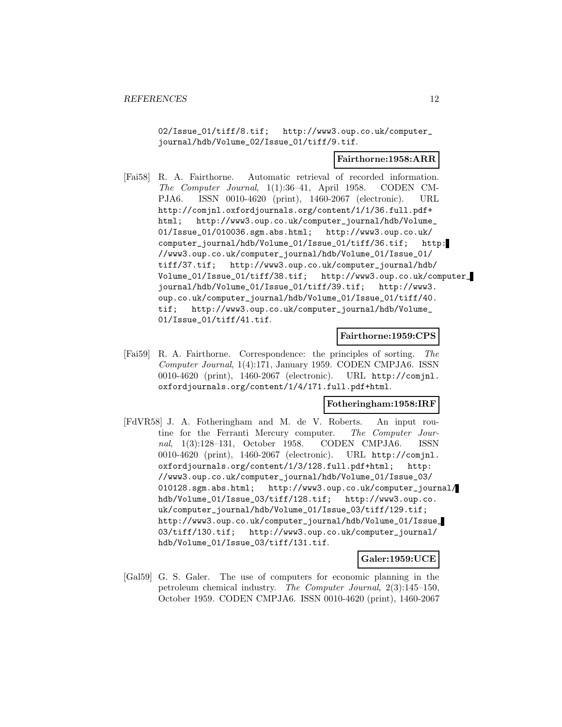02/Issue_01/tiff/8.tif; http://www3.oup.co.uk/computer_journal/hdb/Volume_02/Issue_01/tiff/9.tif.

**Fairthorne:1958:ARR**

[Fai58] R. A. Fairthorne. Automatic retrieval of recorded information. *The Computer Journal*, 1(1):36–41, April 1958. CODEN CMPJA6. ISSN 0010-4620 (print), 1460-2067 (electronic). URL http://comjnl.oxfordjournals.org/content/1/1/36.full.pdf+html; http://www3.oup.co.uk/computer_journal/hdb/Volume_01/Issue_01/010036.sgm.abs.html; http://www3.oup.co.uk/computer_journal/hdb/Volume_01/Issue_01/tiff/36.tif; http://www3.oup.co.uk/computer_journal/hdb/Volume_01/Issue_01/tiff/37.tif; http://www3.oup.co.uk/computer_journal/hdb/Volume_01/Issue_01/tiff/38.tif; http://www3.oup.co.uk/computer_journal/hdb/Volume_01/Issue_01/tiff/39.tif; http://www3.oup.co.uk/computer_journal/hdb/Volume_01/Issue_01/tiff/40.tif; http://www3.oup.co.uk/computer_journal/hdb/Volume_01/Issue_01/tiff/41.tif.

**Fairthorne:1959:CPS**

[Fai59] R. A. Fairthorne. Correspondence: the principles of sorting. *The Computer Journal*, 1(4):171, January 1959. CODEN CMPJA6. ISSN 0010-4620 (print), 1460-2067 (electronic). URL http://comjnl.oxfordjournals.org/content/1/4/171.full.pdf+html.

**Fotheringham:1958:IRF**

[FdVR58] J. A. Fotheringham and M. de V. Roberts. An input routine for the Ferranti Mercury computer. *The Computer Journal*, 1(3):128–131, October 1958. CODEN CMPJA6. ISSN 0010-4620 (print), 1460-2067 (electronic). URL http://comjnl.oxfordjournals.org/content/1/3/128.full.pdf+html; http://www3.oup.co.uk/computer_journal/hdb/Volume_01/Issue_03/010128.sgm.abs.html; http://www3.oup.co.uk/computer_journal/hdb/Volume_01/Issue_03/tiff/128.tif; http://www3.oup.co.uk/computer_journal/hdb/Volume_01/Issue_03/tiff/129.tif; http://www3.oup.co.uk/computer_journal/hdb/Volume_01/Issue_03/tiff/130.tif; http://www3.oup.co.uk/computer_journal/hdb/Volume_01/Issue_03/tiff/131.tif.

**Galer:1959:UCE**

[Gal59] G. S. Galer. The use of computers for economic planning in the petroleum chemical industry. *The Computer Journal*, 2(3):145–150, October 1959. CODEN CMPJA6. ISSN 0010-4620 (print), 1460-2067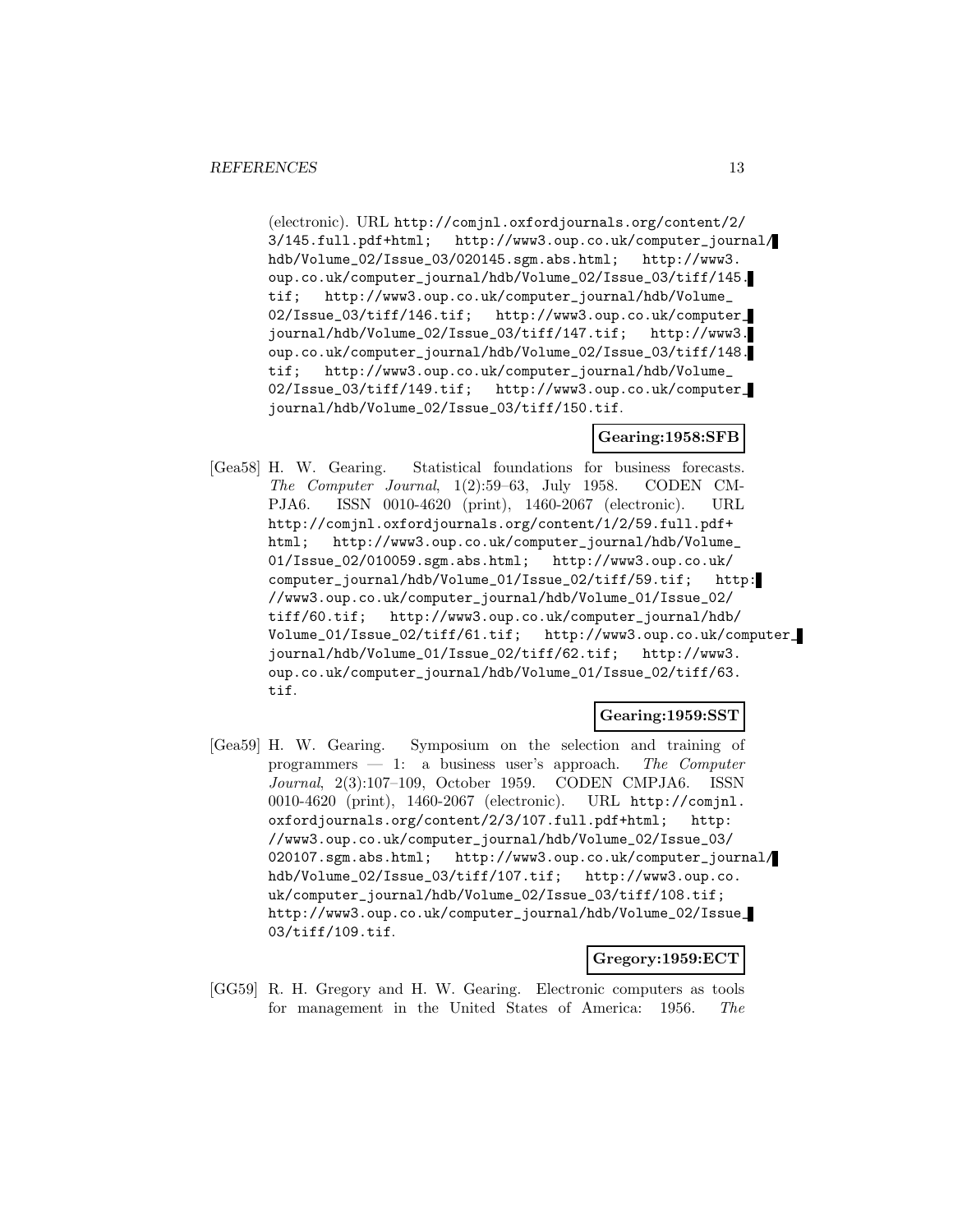(electronic). URL http://comjnl.oxfordjournals.org/content/2/3/145.full.pdf+html; http://www3.oup.co.uk/computer_journal/hdb/Volume_02/Issue_03/020145.sgm.abs.html; http://www3.oup.co.uk/computer_journal/hdb/Volume_02/Issue_03/tiff/145.tif; http://www3.oup.co.uk/computer_journal/hdb/Volume_02/Issue_03/tiff/146.tif; http://www3.oup.co.uk/computer_journal/hdb/Volume_02/Issue_03/tiff/147.tif; http://www3.oup.co.uk/computer_journal/hdb/Volume_02/Issue_03/tiff/148.tif; http://www3.oup.co.uk/computer_journal/hdb/Volume_02/Issue_03/tiff/149.tif; http://www3.oup.co.uk/computer_journal/hdb/Volume_02/Issue_03/tiff/150.tif.

**Gearing:1958:SFB**

[Gea58] H. W. Gearing. Statistical foundations for business forecasts. *The Computer Journal*, 1(2):59–63, July 1958. CODEN CMPJA6. ISSN 0010-4620 (print), 1460-2067 (electronic). URL http://comjnl.oxfordjournals.org/content/1/2/59.full.pdf+html; http://www3.oup.co.uk/computer_journal/hdb/Volume_01/Issue_02/010059.sgm.abs.html; http://www3.oup.co.uk/computer_journal/hdb/Volume_01/Issue_02/tiff/59.tif; http://www3.oup.co.uk/computer_journal/hdb/Volume_01/Issue_02/tiff/60.tif; http://www3.oup.co.uk/computer_journal/hdb/Volume_01/Issue_02/tiff/61.tif; http://www3.oup.co.uk/computer_journal/hdb/Volume_01/Issue_02/tiff/62.tif; http://www3.oup.co.uk/computer_journal/hdb/Volume_01/Issue_02/tiff/63.tif.

**Gearing:1959:SST**

[Gea59] H. W. Gearing. Symposium on the selection and training of programmers — 1: a business user's approach. *The Computer Journal*, 2(3):107–109, October 1959. CODEN CMPJA6. ISSN 0010-4620 (print), 1460-2067 (electronic). URL http://comjnl.oxfordjournals.org/content/2/3/107.full.pdf+html; http://www3.oup.co.uk/computer_journal/hdb/Volume_02/Issue_03/020107.sgm.abs.html; http://www3.oup.co.uk/computer_journal/hdb/Volume_02/Issue_03/tiff/107.tif; http://www3.oup.co.uk/computer_journal/hdb/Volume_02/Issue_03/tiff/108.tif; http://www3.oup.co.uk/computer_journal/hdb/Volume_02/Issue_03/tiff/109.tif.

**Gregory:1959:ECT**

[GG59] R. H. Gregory and H. W. Gearing. Electronic computers as tools for management in the United States of America: 1956. *The*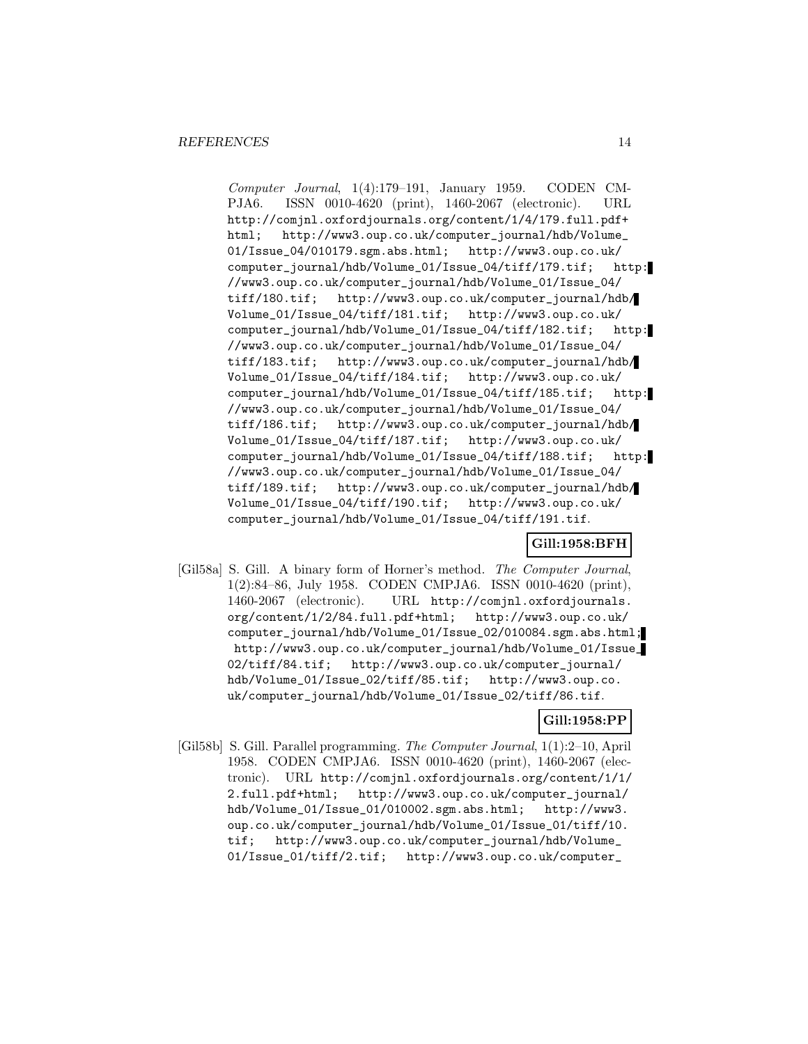*Computer Journal*, 1(4):179–191, January 1959. CODEN CMPJA6. ISSN 0010-4620 (print), 1460-2067 (electronic). URL http://comjnl.oxfordjournals.org/content/1/4/179.full.pdf+html; http://www3.oup.co.uk/computer_journal/hdb/Volume_01/Issue_04/010179.sgm.abs.html; http://www3.oup.co.uk/computer_journal/hdb/Volume_01/Issue_04/tiff/179.tif; http://www3.oup.co.uk/computer_journal/hdb/Volume_01/Issue_04/tiff/180.tif; http://www3.oup.co.uk/computer_journal/hdb/Volume_01/Issue_04/tiff/181.tif; http://www3.oup.co.uk/computer_journal/hdb/Volume_01/Issue_04/tiff/182.tif; http://www3.oup.co.uk/computer_journal/hdb/Volume_01/Issue_04/tiff/183.tif; http://www3.oup.co.uk/computer_journal/hdb/Volume_01/Issue_04/tiff/184.tif; http://www3.oup.co.uk/computer_journal/hdb/Volume_01/Issue_04/tiff/185.tif; http://www3.oup.co.uk/computer_journal/hdb/Volume_01/Issue_04/tiff/186.tif; http://www3.oup.co.uk/computer_journal/hdb/Volume_01/Issue_04/tiff/187.tif; http://www3.oup.co.uk/computer_journal/hdb/Volume_01/Issue_04/tiff/188.tif; http://www3.oup.co.uk/computer_journal/hdb/Volume_01/Issue_04/tiff/189.tif; http://www3.oup.co.uk/computer_journal/hdb/Volume_01/Issue_04/tiff/190.tif; http://www3.oup.co.uk/computer_journal/hdb/Volume_01/Issue_04/tiff/191.tif.

**Gill:1958:BFH**

[Gil58a] S. Gill. A binary form of Horner's method. *The Computer Journal*, 1(2):84–86, July 1958. CODEN CMPJA6. ISSN 0010-4620 (print), 1460-2067 (electronic). URL http://comjnl.oxfordjournals.org/content/1/2/84.full.pdf+html; http://www3.oup.co.uk/computer_journal/hdb/Volume_01/Issue_02/010084.sgm.abs.html; http://www3.oup.co.uk/computer_journal/hdb/Volume_01/Issue_02/tiff/84.tif; http://www3.oup.co.uk/computer_journal/hdb/Volume_01/Issue_02/tiff/85.tif; http://www3.oup.co.uk/computer_journal/hdb/Volume_01/Issue_02/tiff/86.tif.

**Gill:1958:PP**

[Gil58b] S. Gill. Parallel programming. *The Computer Journal*, 1(1):2–10, April 1958. CODEN CMPJA6. ISSN 0010-4620 (print), 1460-2067 (electronic). URL http://comjnl.oxfordjournals.org/content/1/1/2.full.pdf+html; http://www3.oup.co.uk/computer_journal/hdb/Volume_01/Issue_01/010002.sgm.abs.html; http://www3.oup.co.uk/computer_journal/hdb/Volume_01/Issue_01/tiff/10.tif; http://www3.oup.co.uk/computer_journal/hdb/Volume_01/Issue_01/tiff/2.tif; http://www3.oup.co.uk/computer_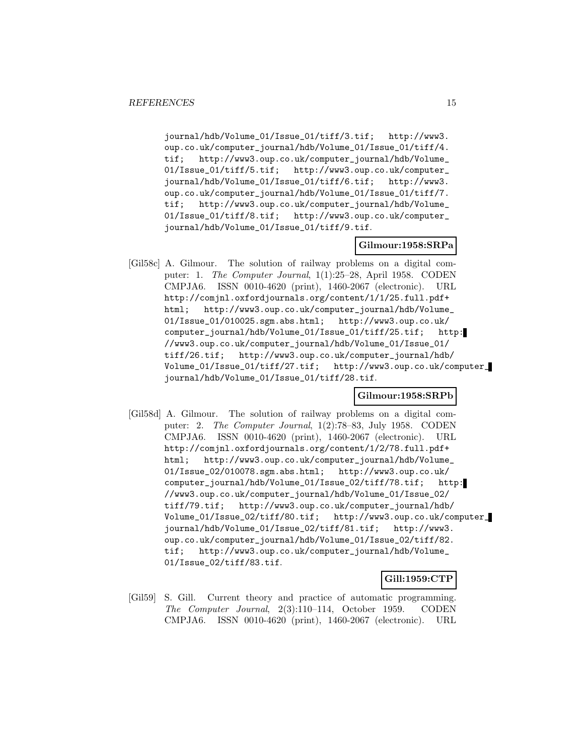journal/hdb/Volume_01/Issue_01/tiff/3.tif; http://www3.oup.co.uk/computer_journal/hdb/Volume_01/Issue_01/tiff/4.tif; http://www3.oup.co.uk/computer_journal/hdb/Volume_01/Issue_01/tiff/5.tif; http://www3.oup.co.uk/computer_journal/hdb/Volume_01/Issue_01/tiff/6.tif; http://www3.oup.co.uk/computer_journal/hdb/Volume_01/Issue_01/tiff/7.tif; http://www3.oup.co.uk/computer_journal/hdb/Volume_01/Issue_01/tiff/8.tif; http://www3.oup.co.uk/computer_journal/hdb/Volume_01/Issue_01/tiff/9.tif.

**Gilmour:1958:SRPa**

[Gil58c] A. Gilmour. The solution of railway problems on a digital computer: 1. *The Computer Journal*, 1(1):25–28, April 1958. CODEN CMPJA6. ISSN 0010-4620 (print), 1460-2067 (electronic). URL http://comjnl.oxfordjournals.org/content/1/1/25.full.pdf+html; http://www3.oup.co.uk/computer_journal/hdb/Volume_01/Issue_01/010025.sgm.abs.html; http://www3.oup.co.uk/computer_journal/hdb/Volume_01/Issue_01/tiff/25.tif; http://www3.oup.co.uk/computer_journal/hdb/Volume_01/Issue_01/tiff/26.tif; http://www3.oup.co.uk/computer_journal/hdb/Volume_01/Issue_01/tiff/27.tif; http://www3.oup.co.uk/computer_journal/hdb/Volume_01/Issue_01/tiff/28.tif.

**Gilmour:1958:SRPb**

[Gil58d] A. Gilmour. The solution of railway problems on a digital computer: 2. *The Computer Journal*, 1(2):78–83, July 1958. CODEN CMPJA6. ISSN 0010-4620 (print), 1460-2067 (electronic). URL http://comjnl.oxfordjournals.org/content/1/2/78.full.pdf+html; http://www3.oup.co.uk/computer_journal/hdb/Volume_01/Issue_02/010078.sgm.abs.html; http://www3.oup.co.uk/computer_journal/hdb/Volume_01/Issue_02/tiff/78.tif; http://www3.oup.co.uk/computer_journal/hdb/Volume_01/Issue_02/tiff/79.tif; http://www3.oup.co.uk/computer_journal/hdb/Volume_01/Issue_02/tiff/80.tif; http://www3.oup.co.uk/computer_journal/hdb/Volume_01/Issue_02/tiff/81.tif; http://www3.oup.co.uk/computer_journal/hdb/Volume_01/Issue_02/tiff/82.tif; http://www3.oup.co.uk/computer_journal/hdb/Volume_01/Issue_02/tiff/83.tif.

**Gill:1959:CTP**

[Gil59] S. Gill. Current theory and practice of automatic programming. *The Computer Journal*, 2(3):110–114, October 1959. CODEN CMPJA6. ISSN 0010-4620 (print), 1460-2067 (electronic). URL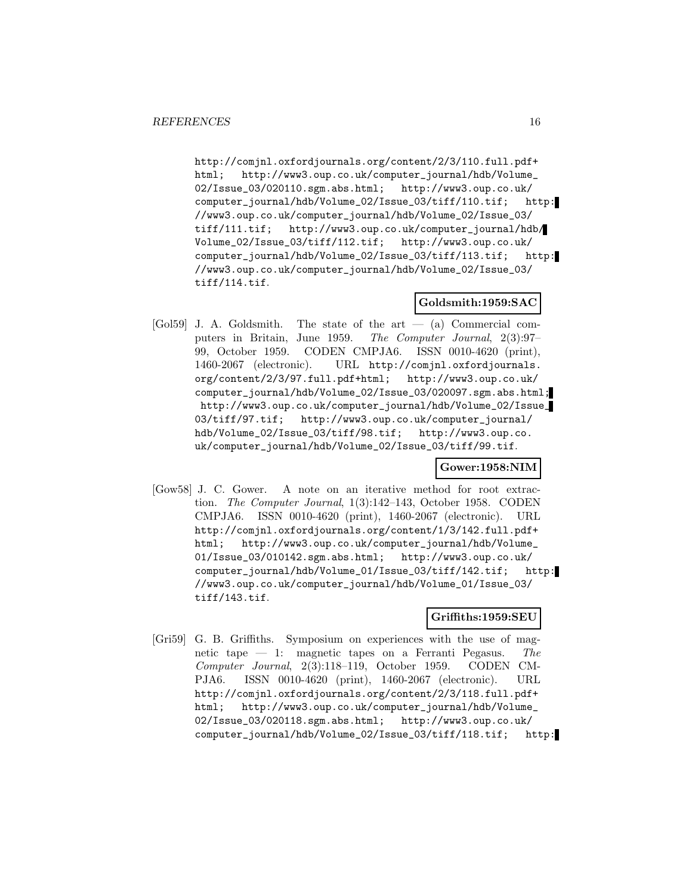http://comjnl.oxfordjournals.org/content/2/3/110.full.pdf+html; http://www3.oup.co.uk/computer_journal/hdb/Volume_02/Issue_03/020110.sgm.abs.html; http://www3.oup.co.uk/computer_journal/hdb/Volume_02/Issue_03/tiff/110.tif; http://www3.oup.co.uk/computer_journal/hdb/Volume_02/Issue_03/tiff/111.tif; http://www3.oup.co.uk/computer_journal/hdb/Volume_02/Issue_03/tiff/112.tif; http://www3.oup.co.uk/computer_journal/hdb/Volume_02/Issue_03/tiff/113.tif; http://www3.oup.co.uk/computer_journal/hdb/Volume_02/Issue_03/tiff/114.tif.

**Goldsmith:1959:SAC**

[Gol59] J. A. Goldsmith. The state of the art — (a) Commercial computers in Britain, June 1959. *The Computer Journal*, 2(3):97–99, October 1959. CODEN CMPJA6. ISSN 0010-4620 (print), 1460-2067 (electronic). URL http://comjnl.oxfordjournals.org/content/2/3/97.full.pdf+html; http://www3.oup.co.uk/computer_journal/hdb/Volume_02/Issue_03/020097.sgm.abs.html; http://www3.oup.co.uk/computer_journal/hdb/Volume_02/Issue_03/tiff/97.tif; http://www3.oup.co.uk/computer_journal/hdb/Volume_02/Issue_03/tiff/98.tif; http://www3.oup.co.uk/computer_journal/hdb/Volume_02/Issue_03/tiff/99.tif.

**Gower:1958:NIM**

[Gow58] J. C. Gower. A note on an iterative method for root extraction. *The Computer Journal*, 1(3):142–143, October 1958. CODEN CMPJA6. ISSN 0010-4620 (print), 1460-2067 (electronic). URL http://comjnl.oxfordjournals.org/content/1/3/142.full.pdf+html; http://www3.oup.co.uk/computer_journal/hdb/Volume_01/Issue_03/010142.sgm.abs.html; http://www3.oup.co.uk/computer_journal/hdb/Volume_01/Issue_03/tiff/142.tif; http://www3.oup.co.uk/computer_journal/hdb/Volume_01/Issue_03/tiff/143.tif.

**Griffiths:1959:SEU**

[Gri59] G. B. Griffiths. Symposium on experiences with the use of magnetic tape — 1: magnetic tapes on a Ferranti Pegasus. *The Computer Journal*, 2(3):118–119, October 1959. CODEN CMPJA6. ISSN 0010-4620 (print), 1460-2067 (electronic). URL http://comjnl.oxfordjournals.org/content/2/3/118.full.pdf+html; http://www3.oup.co.uk/computer_journal/hdb/Volume_02/Issue_03/020118.sgm.abs.html; http://www3.oup.co.uk/computer_journal/hdb/Volume_02/Issue_03/tiff/118.tif; http: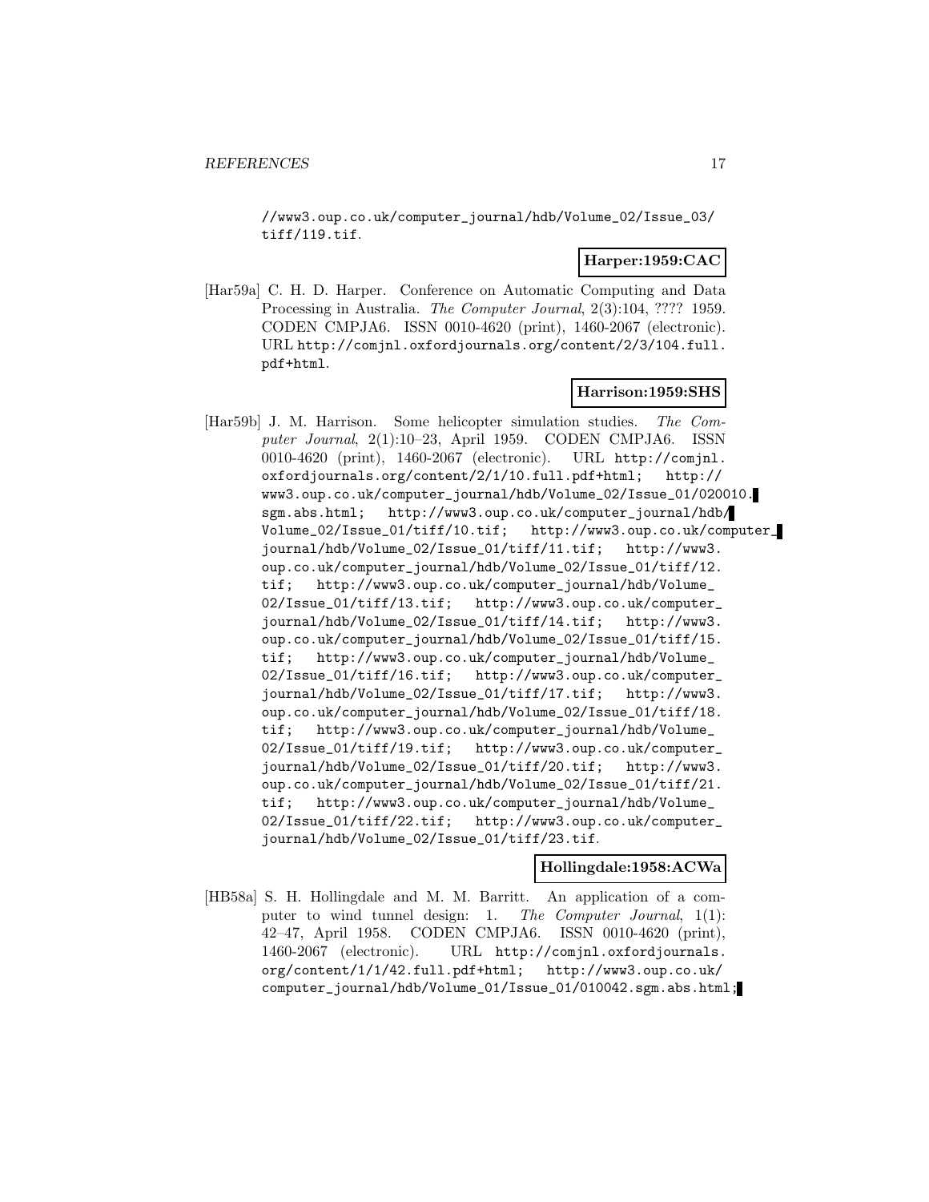//www3.oup.co.uk/computer_journal/hdb/Volume_02/Issue_03/tiff/119.tif.

**Harper:1959:CAC**

[Har59a] C. H. D. Harper. Conference on Automatic Computing and Data Processing in Australia. *The Computer Journal*, 2(3):104, ???? 1959. CODEN CMPJA6. ISSN 0010-4620 (print), 1460-2067 (electronic). URL http://comjnl.oxfordjournals.org/content/2/3/104.full.pdf+html.

**Harrison:1959:SHS**

[Har59b] J. M. Harrison. Some helicopter simulation studies. *The Computer Journal*, 2(1):10–23, April 1959. CODEN CMPJA6. ISSN 0010-4620 (print), 1460-2067 (electronic). URL http://comjnl.oxfordjournals.org/content/2/1/10.full.pdf+html; http://www3.oup.co.uk/computer_journal/hdb/Volume_02/Issue_01/020010.sgm.abs.html; http://www3.oup.co.uk/computer_journal/hdb/Volume_02/Issue_01/tiff/10.tif; http://www3.oup.co.uk/computer_journal/hdb/Volume_02/Issue_01/tiff/11.tif; http://www3.oup.co.uk/computer_journal/hdb/Volume_02/Issue_01/tiff/12.tif; http://www3.oup.co.uk/computer_journal/hdb/Volume_02/Issue_01/tiff/13.tif; http://www3.oup.co.uk/computer_journal/hdb/Volume_02/Issue_01/tiff/14.tif; http://www3.oup.co.uk/computer_journal/hdb/Volume_02/Issue_01/tiff/15.tif; http://www3.oup.co.uk/computer_journal/hdb/Volume_02/Issue_01/tiff/16.tif; http://www3.oup.co.uk/computer_journal/hdb/Volume_02/Issue_01/tiff/17.tif; http://www3.oup.co.uk/computer_journal/hdb/Volume_02/Issue_01/tiff/18.tif; http://www3.oup.co.uk/computer_journal/hdb/Volume_02/Issue_01/tiff/19.tif; http://www3.oup.co.uk/computer_journal/hdb/Volume_02/Issue_01/tiff/20.tif; http://www3.oup.co.uk/computer_journal/hdb/Volume_02/Issue_01/tiff/21.tif; http://www3.oup.co.uk/computer_journal/hdb/Volume_02/Issue_01/tiff/22.tif; http://www3.oup.co.uk/computer_journal/hdb/Volume_02/Issue_01/tiff/23.tif.

**Hollingdale:1958:ACWa**

[HB58a] S. H. Hollingdale and M. M. Barritt. An application of a computer to wind tunnel design: 1. *The Computer Journal*, 1(1):42–47, April 1958. CODEN CMPJA6. ISSN 0010-4620 (print), 1460-2067 (electronic). URL http://comjnl.oxfordjournals.org/content/1/1/42.full.pdf+html; http://www3.oup.co.uk/computer_journal/hdb/Volume_01/Issue_01/010042.sgm.abs.html;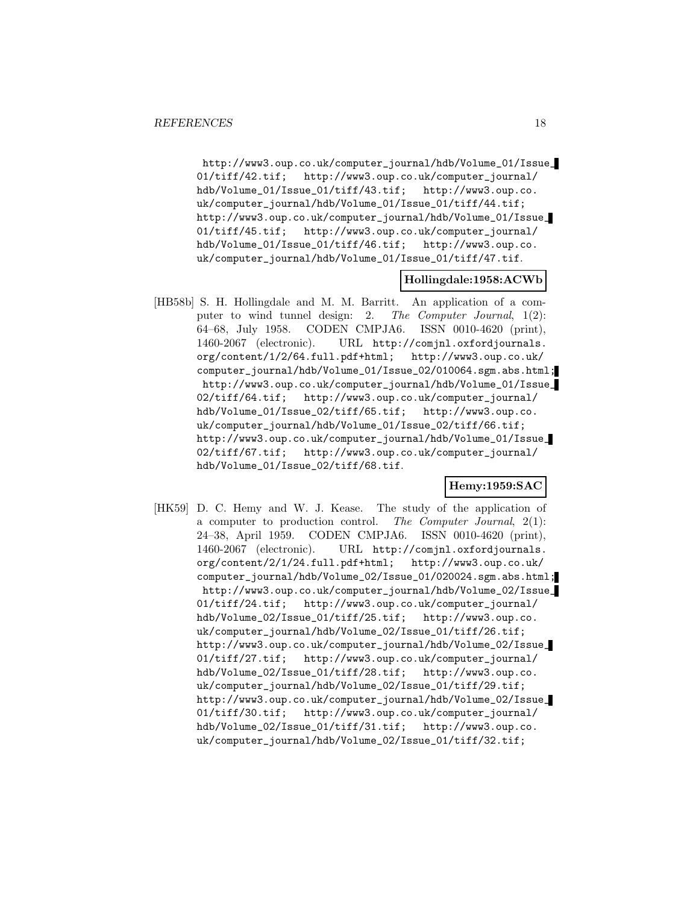http://www3.oup.co.uk/computer_journal/hdb/Volume_01/Issue_01/tiff/42.tif; http://www3.oup.co.uk/computer_journal/hdb/Volume_01/Issue_01/tiff/43.tif; http://www3.oup.co.uk/computer_journal/hdb/Volume_01/Issue_01/tiff/44.tif; http://www3.oup.co.uk/computer_journal/hdb/Volume_01/Issue_01/tiff/45.tif; http://www3.oup.co.uk/computer_journal/hdb/Volume_01/Issue_01/tiff/46.tif; http://www3.oup.co.uk/computer_journal/hdb/Volume_01/Issue_01/tiff/47.tif.

**Hollingdale:1958:ACWb**

[HB58b] S. H. Hollingdale and M. M. Barritt. An application of a computer to wind tunnel design: 2. *The Computer Journal*, 1(2): 64–68, July 1958. CODEN CMPJA6. ISSN 0010-4620 (print), 1460-2067 (electronic). URL http://comjnl.oxfordjournals.org/content/1/2/64.full.pdf+html; http://www3.oup.co.uk/computer_journal/hdb/Volume_01/Issue_02/010064.sgm.abs.html; http://www3.oup.co.uk/computer_journal/hdb/Volume_01/Issue_02/tiff/64.tif; http://www3.oup.co.uk/computer_journal/hdb/Volume_01/Issue_02/tiff/65.tif; http://www3.oup.co.uk/computer_journal/hdb/Volume_01/Issue_02/tiff/66.tif; http://www3.oup.co.uk/computer_journal/hdb/Volume_01/Issue_02/tiff/67.tif; http://www3.oup.co.uk/computer_journal/hdb/Volume_01/Issue_02/tiff/68.tif.

**Hemy:1959:SAC**

[HK59] D. C. Hemy and W. J. Kease. The study of the application of a computer to production control. *The Computer Journal*, 2(1): 24–38, April 1959. CODEN CMPJA6. ISSN 0010-4620 (print), 1460-2067 (electronic). URL http://comjnl.oxfordjournals.org/content/2/1/24.full.pdf+html; http://www3.oup.co.uk/computer_journal/hdb/Volume_02/Issue_01/020024.sgm.abs.html; http://www3.oup.co.uk/computer_journal/hdb/Volume_02/Issue_01/tiff/24.tif; http://www3.oup.co.uk/computer_journal/hdb/Volume_02/Issue_01/tiff/25.tif; http://www3.oup.co.uk/computer_journal/hdb/Volume_02/Issue_01/tiff/26.tif; http://www3.oup.co.uk/computer_journal/hdb/Volume_02/Issue_01/tiff/27.tif; http://www3.oup.co.uk/computer_journal/hdb/Volume_02/Issue_01/tiff/28.tif; http://www3.oup.co.uk/computer_journal/hdb/Volume_02/Issue_01/tiff/29.tif; http://www3.oup.co.uk/computer_journal/hdb/Volume_02/Issue_01/tiff/30.tif; http://www3.oup.co.uk/computer_journal/hdb/Volume_02/Issue_01/tiff/31.tif; http://www3.oup.co.uk/computer_journal/hdb/Volume_02/Issue_01/tiff/32.tif;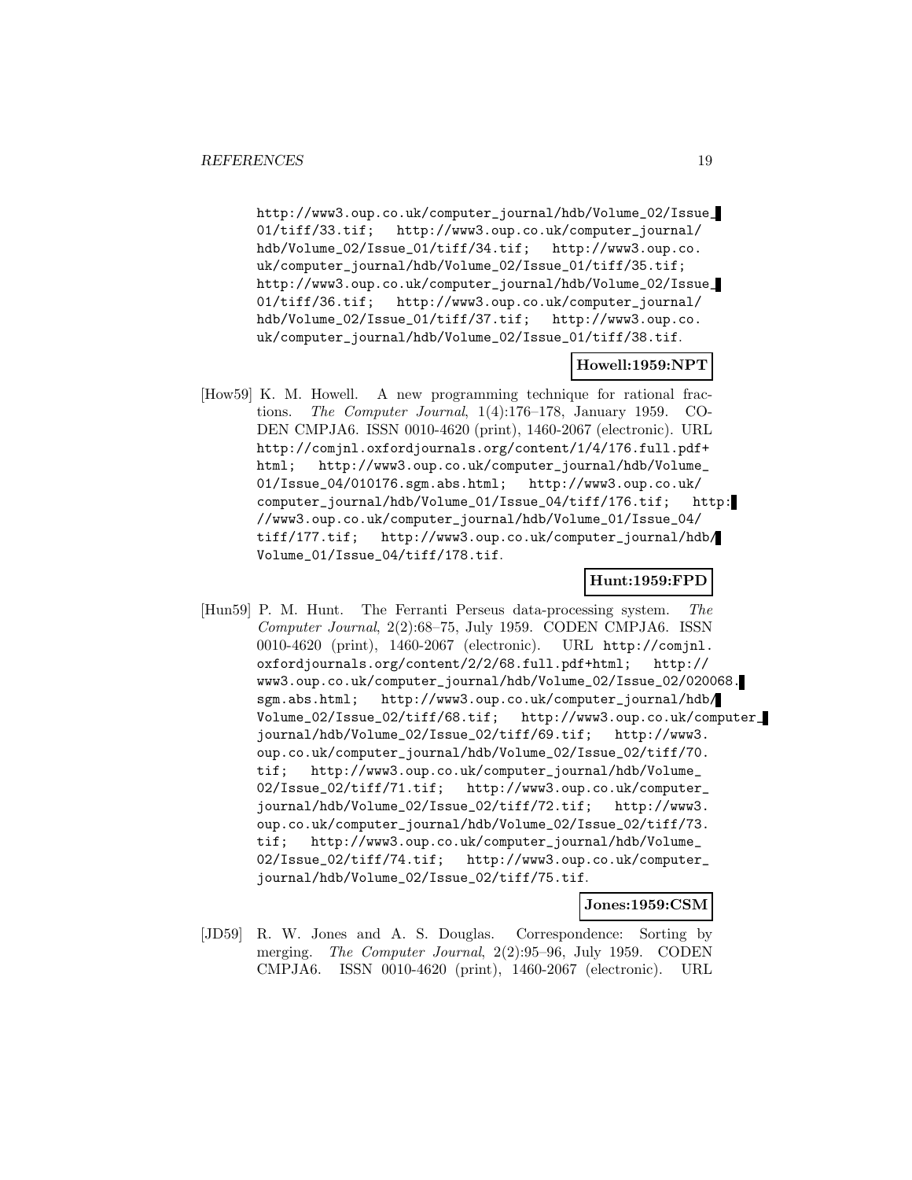http://www3.oup.co.uk/computer_journal/hdb/Volume_02/Issue_01/tiff/33.tif; http://www3.oup.co.uk/computer_journal/hdb/Volume_02/Issue_01/tiff/34.tif; http://www3.oup.co.uk/computer_journal/hdb/Volume_02/Issue_01/tiff/35.tif; http://www3.oup.co.uk/computer_journal/hdb/Volume_02/Issue_01/tiff/36.tif; http://www3.oup.co.uk/computer_journal/hdb/Volume_02/Issue_01/tiff/37.tif; http://www3.oup.co.uk/computer_journal/hdb/Volume_02/Issue_01/tiff/38.tif.

**Howell:1959:NPT**

[How59] K. M. Howell. A new programming technique for rational fractions. *The Computer Journal*, 1(4):176–178, January 1959. CODEN CMPJA6. ISSN 0010-4620 (print), 1460-2067 (electronic). URL http://comjnl.oxfordjournals.org/content/1/4/176.full.pdf+html; http://www3.oup.co.uk/computer_journal/hdb/Volume_01/Issue_04/010176.sgm.abs.html; http://www3.oup.co.uk/computer_journal/hdb/Volume_01/Issue_04/tiff/176.tif; http://www3.oup.co.uk/computer_journal/hdb/Volume_01/Issue_04/tiff/177.tif; http://www3.oup.co.uk/computer_journal/hdb/Volume_01/Issue_04/tiff/178.tif.

**Hunt:1959:FPD**

[Hun59] P. M. Hunt. The Ferranti Perseus data-processing system. *The Computer Journal*, 2(2):68–75, July 1959. CODEN CMPJA6. ISSN 0010-4620 (print), 1460-2067 (electronic). URL http://comjnl.oxfordjournals.org/content/2/2/68.full.pdf+html; http://www3.oup.co.uk/computer_journal/hdb/Volume_02/Issue_02/020068.sgm.abs.html; http://www3.oup.co.uk/computer_journal/hdb/Volume_02/Issue_02/tiff/68.tif; http://www3.oup.co.uk/computer_journal/hdb/Volume_02/Issue_02/tiff/69.tif; http://www3.oup.co.uk/computer_journal/hdb/Volume_02/Issue_02/tiff/70.tif; http://www3.oup.co.uk/computer_journal/hdb/Volume_02/Issue_02/tiff/71.tif; http://www3.oup.co.uk/computer_journal/hdb/Volume_02/Issue_02/tiff/72.tif; http://www3.oup.co.uk/computer_journal/hdb/Volume_02/Issue_02/tiff/73.tif; http://www3.oup.co.uk/computer_journal/hdb/Volume_02/Issue_02/tiff/74.tif; http://www3.oup.co.uk/computer_journal/hdb/Volume_02/Issue_02/tiff/75.tif.

**Jones:1959:CSM**

[JD59] R. W. Jones and A. S. Douglas. Correspondence: Sorting by merging. *The Computer Journal*, 2(2):95–96, July 1959. CODEN CMPJA6. ISSN 0010-4620 (print), 1460-2067 (electronic). URL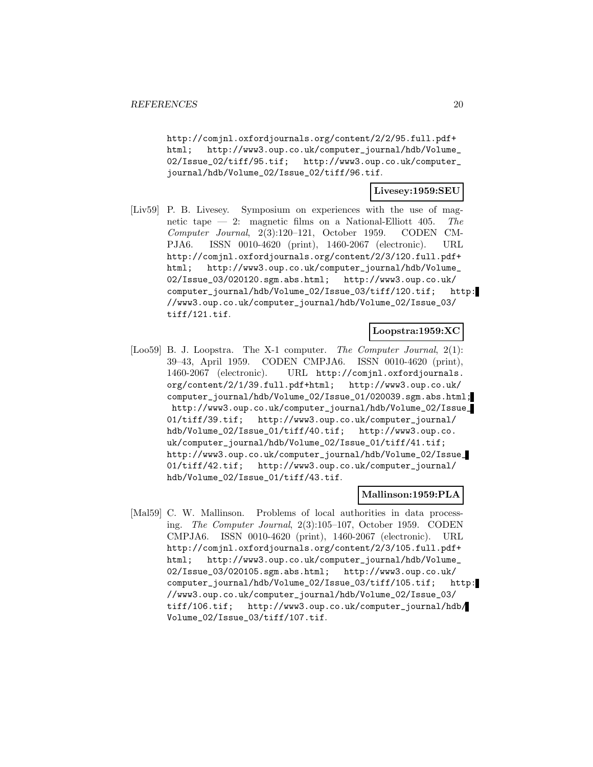http://comjnl.oxfordjournals.org/content/2/2/95.full.pdf+html; http://www3.oup.co.uk/computer_journal/hdb/Volume_02/Issue_02/tiff/95.tif; http://www3.oup.co.uk/computer_journal/hdb/Volume_02/Issue_02/tiff/96.tif.

**Livesey:1959:SEU**

[Liv59] P. B. Livesey. Symposium on experiences with the use of magnetic tape — 2: magnetic films on a National-Elliott 405. *The Computer Journal*, 2(3):120–121, October 1959. CODEN CMPJA6. ISSN 0010-4620 (print), 1460-2067 (electronic). URL http://comjnl.oxfordjournals.org/content/2/3/120.full.pdf+html; http://www3.oup.co.uk/computer_journal/hdb/Volume_02/Issue_03/020120.sgm.abs.html; http://www3.oup.co.uk/computer_journal/hdb/Volume_02/Issue_03/tiff/120.tif; http://www3.oup.co.uk/computer_journal/hdb/Volume_02/Issue_03/tiff/121.tif.

**Loopstra:1959:XC**

[Loo59] B. J. Loopstra. The X-1 computer. *The Computer Journal*, 2(1):39–43, April 1959. CODEN CMPJA6. ISSN 0010-4620 (print), 1460-2067 (electronic). URL http://comjnl.oxfordjournals.org/content/2/1/39.full.pdf+html; http://www3.oup.co.uk/computer_journal/hdb/Volume_02/Issue_01/020039.sgm.abs.html; http://www3.oup.co.uk/computer_journal/hdb/Volume_02/Issue_01/tiff/39.tif; http://www3.oup.co.uk/computer_journal/hdb/Volume_02/Issue_01/tiff/40.tif; http://www3.oup.co.uk/computer_journal/hdb/Volume_02/Issue_01/tiff/41.tif; http://www3.oup.co.uk/computer_journal/hdb/Volume_02/Issue_01/tiff/42.tif; http://www3.oup.co.uk/computer_journal/hdb/Volume_02/Issue_01/tiff/43.tif.

**Mallinson:1959:PLA**

[Mal59] C. W. Mallinson. Problems of local authorities in data processing. *The Computer Journal*, 2(3):105–107, October 1959. CODEN CMPJA6. ISSN 0010-4620 (print), 1460-2067 (electronic). URL http://comjnl.oxfordjournals.org/content/2/3/105.full.pdf+html; http://www3.oup.co.uk/computer_journal/hdb/Volume_02/Issue_03/020105.sgm.abs.html; http://www3.oup.co.uk/computer_journal/hdb/Volume_02/Issue_03/tiff/105.tif; http://www3.oup.co.uk/computer_journal/hdb/Volume_02/Issue_03/tiff/106.tif; http://www3.oup.co.uk/computer_journal/hdb/Volume_02/Issue_03/tiff/107.tif.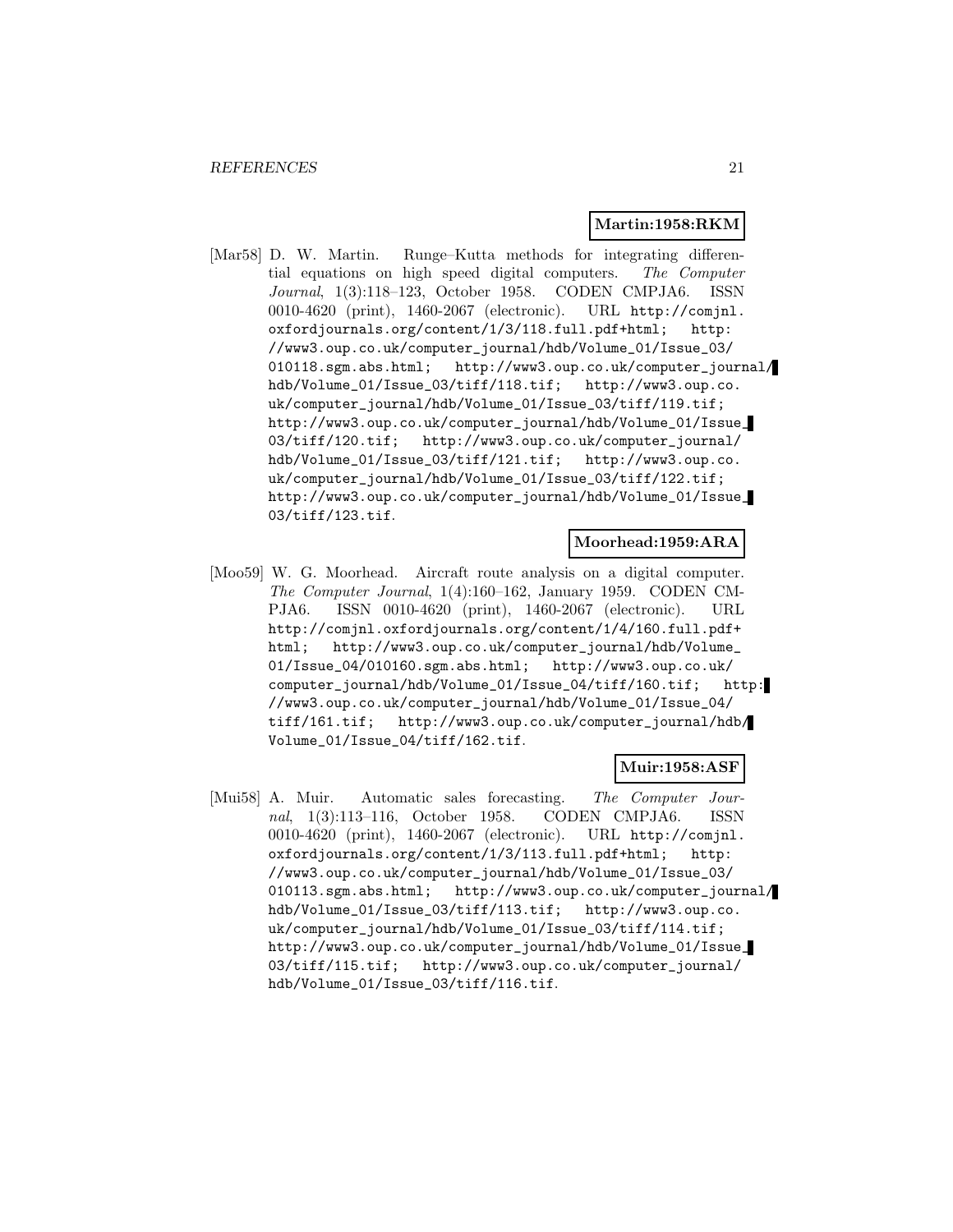**Martin:1958:RKM**

[Mar58] D. W. Martin. Runge–Kutta methods for integrating differential equations on high speed digital computers. *The Computer Journal*, 1(3):118–123, October 1958. CODEN CMPJA6. ISSN 0010-4620 (print), 1460-2067 (electronic). URL http://comjnl.oxfordjournals.org/content/1/3/118.full.pdf+html; http://www3.oup.co.uk/computer_journal/hdb/Volume_01/Issue_03/010118.sgm.abs.html; http://www3.oup.co.uk/computer_journal/hdb/Volume_01/Issue_03/tiff/118.tif; http://www3.oup.co.uk/computer_journal/hdb/Volume_01/Issue_03/tiff/119.tif; http://www3.oup.co.uk/computer_journal/hdb/Volume_01/Issue_03/tiff/120.tif; http://www3.oup.co.uk/computer_journal/hdb/Volume_01/Issue_03/tiff/121.tif; http://www3.oup.co.uk/computer_journal/hdb/Volume_01/Issue_03/tiff/122.tif; http://www3.oup.co.uk/computer_journal/hdb/Volume_01/Issue_03/tiff/123.tif.

**Moorhead:1959:ARA**

[Moo59] W. G. Moorhead. Aircraft route analysis on a digital computer. *The Computer Journal*, 1(4):160–162, January 1959. CODEN CMPJA6. ISSN 0010-4620 (print), 1460-2067 (electronic). URL http://comjnl.oxfordjournals.org/content/1/4/160.full.pdf+html; http://www3.oup.co.uk/computer_journal/hdb/Volume_01/Issue_04/010160.sgm.abs.html; http://www3.oup.co.uk/computer_journal/hdb/Volume_01/Issue_04/tiff/160.tif; http://www3.oup.co.uk/computer_journal/hdb/Volume_01/Issue_04/tiff/161.tif; http://www3.oup.co.uk/computer_journal/hdb/Volume_01/Issue_04/tiff/162.tif.

**Muir:1958:ASF**

[Mui58] A. Muir. Automatic sales forecasting. *The Computer Journal*, 1(3):113–116, October 1958. CODEN CMPJA6. ISSN 0010-4620 (print), 1460-2067 (electronic). URL http://comjnl.oxfordjournals.org/content/1/3/113.full.pdf+html; http://www3.oup.co.uk/computer_journal/hdb/Volume_01/Issue_03/010113.sgm.abs.html; http://www3.oup.co.uk/computer_journal/hdb/Volume_01/Issue_03/tiff/113.tif; http://www3.oup.co.uk/computer_journal/hdb/Volume_01/Issue_03/tiff/114.tif; http://www3.oup.co.uk/computer_journal/hdb/Volume_01/Issue_03/tiff/115.tif; http://www3.oup.co.uk/computer_journal/hdb/Volume_01/Issue_03/tiff/116.tif.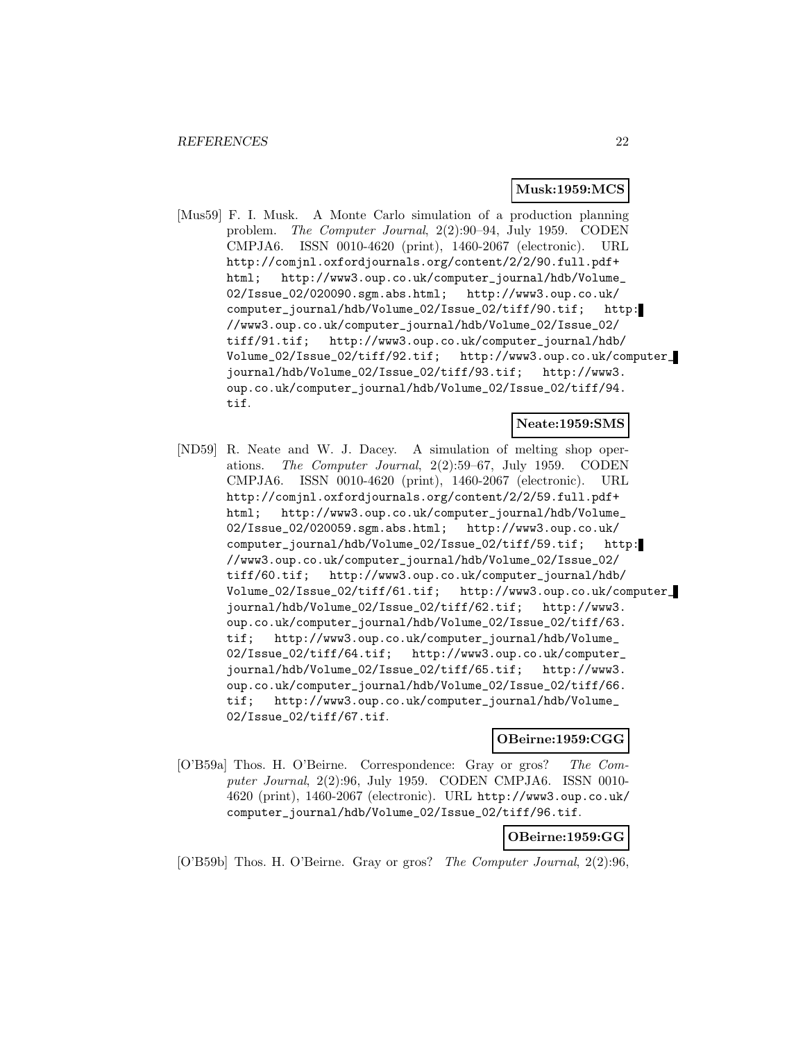**Musk:1959:MCS**

[Mus59] F. I. Musk. A Monte Carlo simulation of a production planning problem. *The Computer Journal*, 2(2):90–94, July 1959. CODEN CMPJA6. ISSN 0010-4620 (print), 1460-2067 (electronic). URL http://comjnl.oxfordjournals.org/content/2/2/90.full.pdf+html; http://www3.oup.co.uk/computer_journal/hdb/Volume_02/Issue_02/020090.sgm.abs.html; http://www3.oup.co.uk/computer_journal/hdb/Volume_02/Issue_02/tiff/90.tif; http://www3.oup.co.uk/computer_journal/hdb/Volume_02/Issue_02/tiff/91.tif; http://www3.oup.co.uk/computer_journal/hdb/Volume_02/Issue_02/tiff/92.tif; http://www3.oup.co.uk/computer_journal/hdb/Volume_02/Issue_02/tiff/93.tif; http://www3.oup.co.uk/computer_journal/hdb/Volume_02/Issue_02/tiff/94.tif.

**Neate:1959:SMS**

[ND59] R. Neate and W. J. Dacey. A simulation of melting shop operations. *The Computer Journal*, 2(2):59–67, July 1959. CODEN CMPJA6. ISSN 0010-4620 (print), 1460-2067 (electronic). URL http://comjnl.oxfordjournals.org/content/2/2/59.full.pdf+html; http://www3.oup.co.uk/computer_journal/hdb/Volume_02/Issue_02/020059.sgm.abs.html; http://www3.oup.co.uk/computer_journal/hdb/Volume_02/Issue_02/tiff/59.tif; http://www3.oup.co.uk/computer_journal/hdb/Volume_02/Issue_02/tiff/60.tif; http://www3.oup.co.uk/computer_journal/hdb/Volume_02/Issue_02/tiff/61.tif; http://www3.oup.co.uk/computer_journal/hdb/Volume_02/Issue_02/tiff/62.tif; http://www3.oup.co.uk/computer_journal/hdb/Volume_02/Issue_02/tiff/63.tif; http://www3.oup.co.uk/computer_journal/hdb/Volume_02/Issue_02/tiff/64.tif; http://www3.oup.co.uk/computer_journal/hdb/Volume_02/Issue_02/tiff/65.tif; http://www3.oup.co.uk/computer_journal/hdb/Volume_02/Issue_02/tiff/66.tif; http://www3.oup.co.uk/computer_journal/hdb/Volume_02/Issue_02/tiff/67.tif.

**OBeirne:1959:CGG**

[O'B59a] Thos. H. O'Beirne. Correspondence: Gray or gros? *The Computer Journal*, 2(2):96, July 1959. CODEN CMPJA6. ISSN 0010-4620 (print), 1460-2067 (electronic). URL http://www3.oup.co.uk/computer_journal/hdb/Volume_02/Issue_02/tiff/96.tif.

**OBeirne:1959:GG**

[O'B59b] Thos. H. O'Beirne. Gray or gros? *The Computer Journal*, 2(2):96,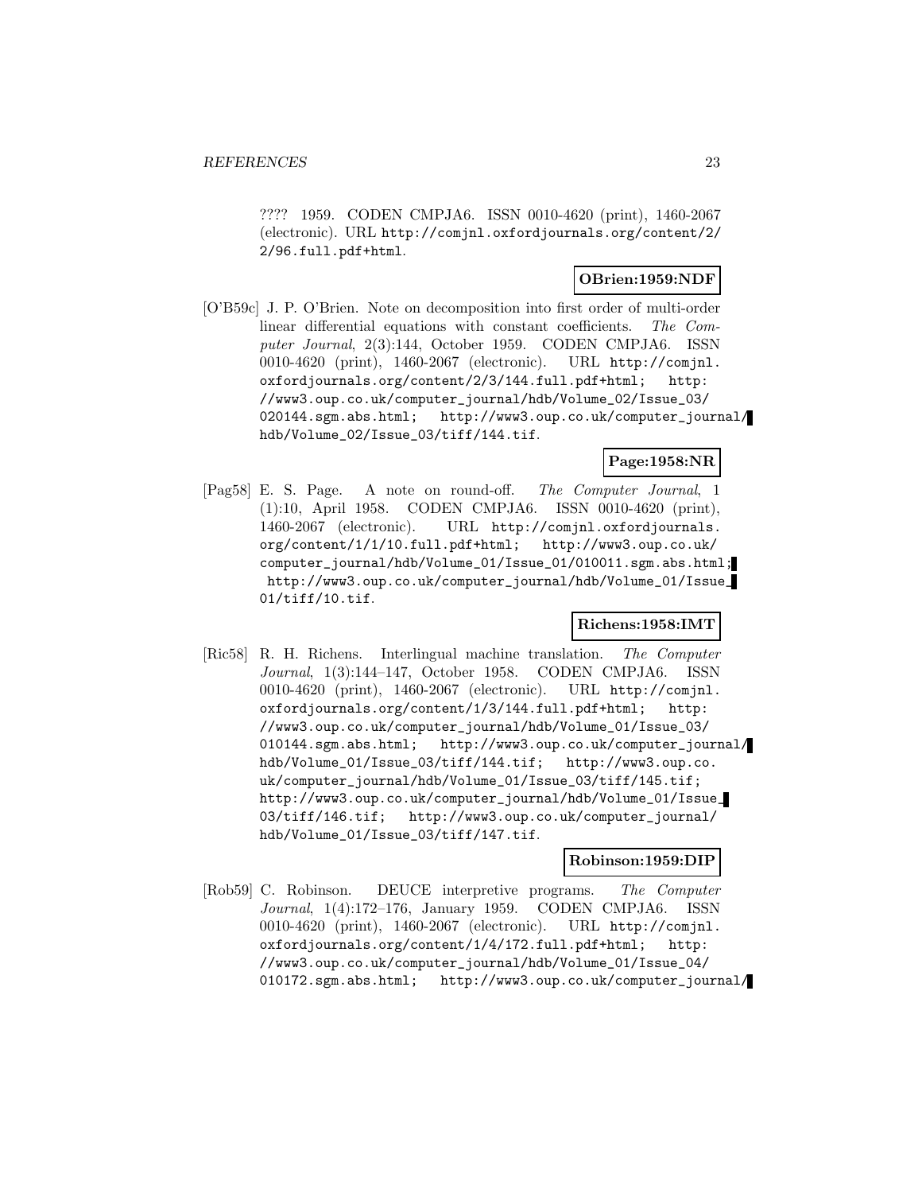???? 1959. CODEN CMPJA6. ISSN 0010-4620 (print), 1460-2067 (electronic). URL http://comjnl.oxfordjournals.org/content/2/2/96.full.pdf+html.

**OBrien:1959:NDF**

[O'B59c] J. P. O'Brien. Note on decomposition into first order of multi-order linear differential equations with constant coefficients. *The Computer Journal*, 2(3):144, October 1959. CODEN CMPJA6. ISSN 0010-4620 (print), 1460-2067 (electronic). URL http://comjnl.oxfordjournals.org/content/2/3/144.full.pdf+html; http://www3.oup.co.uk/computer_journal/hdb/Volume_02/Issue_03/020144.sgm.abs.html; http://www3.oup.co.uk/computer_journal/hdb/Volume_02/Issue_03/tiff/144.tif.

**Page:1958:NR**

[Pag58] E. S. Page. A note on round-off. *The Computer Journal*, 1(1):10, April 1958. CODEN CMPJA6. ISSN 0010-4620 (print), 1460-2067 (electronic). URL http://comjnl.oxfordjournals.org/content/1/1/10.full.pdf+html; http://www3.oup.co.uk/computer_journal/hdb/Volume_01/Issue_01/010011.sgm.abs.html; http://www3.oup.co.uk/computer_journal/hdb/Volume_01/Issue_01/tiff/10.tif.

**Richens:1958:IMT**

[Ric58] R. H. Richens. Interlingual machine translation. *The Computer Journal*, 1(3):144–147, October 1958. CODEN CMPJA6. ISSN 0010-4620 (print), 1460-2067 (electronic). URL http://comjnl.oxfordjournals.org/content/1/3/144.full.pdf+html; http://www3.oup.co.uk/computer_journal/hdb/Volume_01/Issue_03/010144.sgm.abs.html; http://www3.oup.co.uk/computer_journal/hdb/Volume_01/Issue_03/tiff/144.tif; http://www3.oup.co.uk/computer_journal/hdb/Volume_01/Issue_03/tiff/145.tif; http://www3.oup.co.uk/computer_journal/hdb/Volume_01/Issue_03/tiff/146.tif; http://www3.oup.co.uk/computer_journal/hdb/Volume_01/Issue_03/tiff/147.tif.

**Robinson:1959:DIP**

[Rob59] C. Robinson. DEUCE interpretive programs. *The Computer Journal*, 1(4):172–176, January 1959. CODEN CMPJA6. ISSN 0010-4620 (print), 1460-2067 (electronic). URL http://comjnl.oxfordjournals.org/content/1/4/172.full.pdf+html; http://www3.oup.co.uk/computer_journal/hdb/Volume_01/Issue_04/010172.sgm.abs.html; http://www3.oup.co.uk/computer_journal/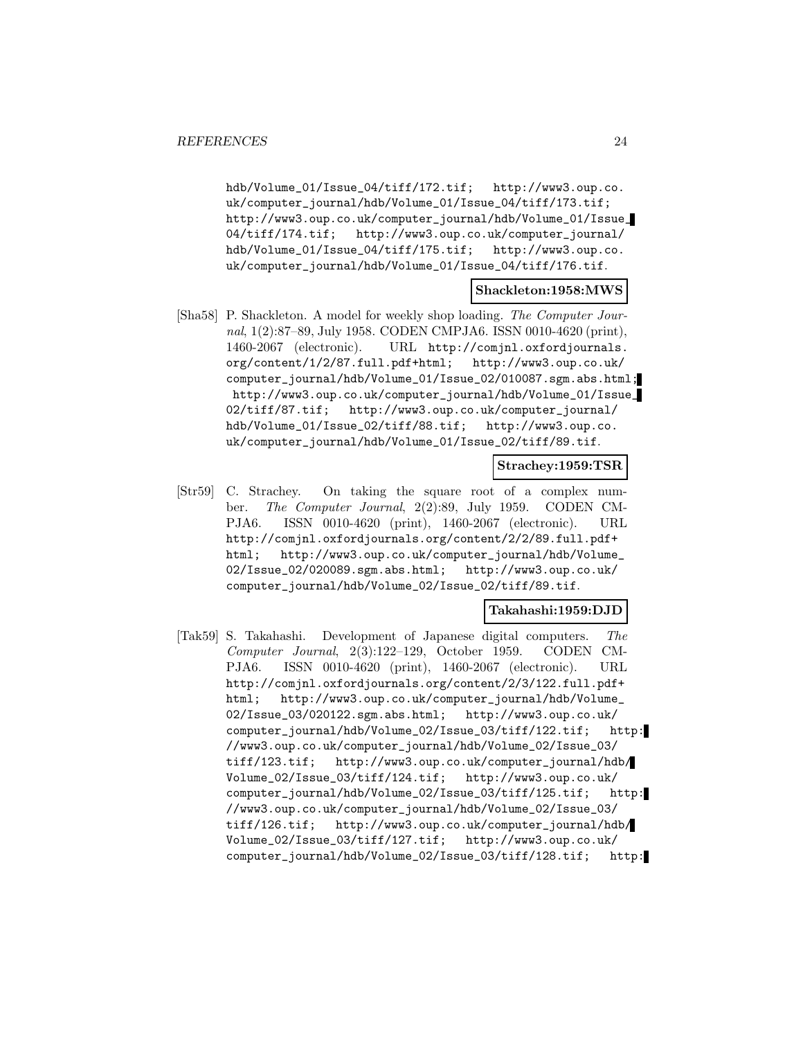hdb/Volume_01/Issue_04/tiff/172.tif; http://www3.oup.co.uk/computer_journal/hdb/Volume_01/Issue_04/tiff/173.tif; http://www3.oup.co.uk/computer_journal/hdb/Volume_01/Issue_04/tiff/174.tif; http://www3.oup.co.uk/computer_journal/hdb/Volume_01/Issue_04/tiff/175.tif; http://www3.oup.co.uk/computer_journal/hdb/Volume_01/Issue_04/tiff/176.tif.

**Shackleton:1958:MWS**

[Sha58] P. Shackleton. A model for weekly shop loading. *The Computer Journal*, 1(2):87–89, July 1958. CODEN CMPJA6. ISSN 0010-4620 (print), 1460-2067 (electronic). URL http://comjnl.oxfordjournals.org/content/1/2/87.full.pdf+html; http://www3.oup.co.uk/computer_journal/hdb/Volume_01/Issue_02/010087.sgm.abs.html; http://www3.oup.co.uk/computer_journal/hdb/Volume_01/Issue_02/tiff/87.tif; http://www3.oup.co.uk/computer_journal/hdb/Volume_01/Issue_02/tiff/88.tif; http://www3.oup.co.uk/computer_journal/hdb/Volume_01/Issue_02/tiff/89.tif.

**Strachey:1959:TSR**

[Str59] C. Strachey. On taking the square root of a complex number. *The Computer Journal*, 2(2):89, July 1959. CODEN CMPJA6. ISSN 0010-4620 (print), 1460-2067 (electronic). URL http://comjnl.oxfordjournals.org/content/2/2/89.full.pdf+html; http://www3.oup.co.uk/computer_journal/hdb/Volume_02/Issue_02/020089.sgm.abs.html; http://www3.oup.co.uk/computer_journal/hdb/Volume_02/Issue_02/tiff/89.tif.

**Takahashi:1959:DJD**

[Tak59] S. Takahashi. Development of Japanese digital computers. *The Computer Journal*, 2(3):122–129, October 1959. CODEN CMPJA6. ISSN 0010-4620 (print), 1460-2067 (electronic). URL http://comjnl.oxfordjournals.org/content/2/3/122.full.pdf+html; http://www3.oup.co.uk/computer_journal/hdb/Volume_02/Issue_03/020122.sgm.abs.html; http://www3.oup.co.uk/computer_journal/hdb/Volume_02/Issue_03/tiff/122.tif; http://www3.oup.co.uk/computer_journal/hdb/Volume_02/Issue_03/tiff/123.tif; http://www3.oup.co.uk/computer_journal/hdb/Volume_02/Issue_03/tiff/124.tif; http://www3.oup.co.uk/computer_journal/hdb/Volume_02/Issue_03/tiff/125.tif; http://www3.oup.co.uk/computer_journal/hdb/Volume_02/Issue_03/tiff/126.tif; http://www3.oup.co.uk/computer_journal/hdb/Volume_02/Issue_03/tiff/127.tif; http://www3.oup.co.uk/computer_journal/hdb/Volume_02/Issue_03/tiff/128.tif; http: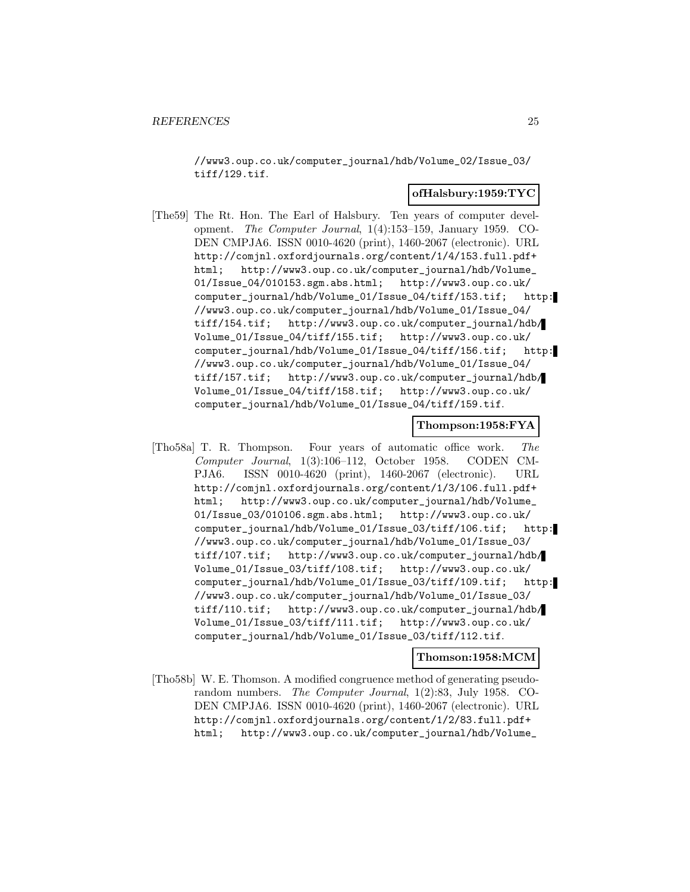//www3.oup.co.uk/computer_journal/hdb/Volume_02/Issue_03/tiff/129.tif.

**ofHalsbury:1959:TYC**

[The59] The Rt. Hon. The Earl of Halsbury. Ten years of computer development. *The Computer Journal*, 1(4):153–159, January 1959. CODEN CMPJA6. ISSN 0010-4620 (print), 1460-2067 (electronic). URL http://comjnl.oxfordjournals.org/content/1/4/153.full.pdf+html; http://www3.oup.co.uk/computer_journal/hdb/Volume_01/Issue_04/010153.sgm.abs.html; http://www3.oup.co.uk/computer_journal/hdb/Volume_01/Issue_04/tiff/153.tif; http://www3.oup.co.uk/computer_journal/hdb/Volume_01/Issue_04/tiff/154.tif; http://www3.oup.co.uk/computer_journal/hdb/Volume_01/Issue_04/tiff/155.tif; http://www3.oup.co.uk/computer_journal/hdb/Volume_01/Issue_04/tiff/156.tif; http://www3.oup.co.uk/computer_journal/hdb/Volume_01/Issue_04/tiff/157.tif; http://www3.oup.co.uk/computer_journal/hdb/Volume_01/Issue_04/tiff/158.tif; http://www3.oup.co.uk/computer_journal/hdb/Volume_01/Issue_04/tiff/159.tif.

**Thompson:1958:FYA**

[Tho58a] T. R. Thompson. Four years of automatic office work. *The Computer Journal*, 1(3):106–112, October 1958. CODEN CMPJA6. ISSN 0010-4620 (print), 1460-2067 (electronic). URL http://comjnl.oxfordjournals.org/content/1/3/106.full.pdf+html; http://www3.oup.co.uk/computer_journal/hdb/Volume_01/Issue_03/010106.sgm.abs.html; http://www3.oup.co.uk/computer_journal/hdb/Volume_01/Issue_03/tiff/106.tif; http://www3.oup.co.uk/computer_journal/hdb/Volume_01/Issue_03/tiff/107.tif; http://www3.oup.co.uk/computer_journal/hdb/Volume_01/Issue_03/tiff/108.tif; http://www3.oup.co.uk/computer_journal/hdb/Volume_01/Issue_03/tiff/109.tif; http://www3.oup.co.uk/computer_journal/hdb/Volume_01/Issue_03/tiff/110.tif; http://www3.oup.co.uk/computer_journal/hdb/Volume_01/Issue_03/tiff/111.tif; http://www3.oup.co.uk/computer_journal/hdb/Volume_01/Issue_03/tiff/112.tif.

**Thomson:1958:MCM**

[Tho58b] W. E. Thomson. A modified congruence method of generating pseudo-random numbers. *The Computer Journal*, 1(2):83, July 1958. CODEN CMPJA6. ISSN 0010-4620 (print), 1460-2067 (electronic). URL http://comjnl.oxfordjournals.org/content/1/2/83.full.pdf+html; http://www3.oup.co.uk/computer_journal/hdb/Volume_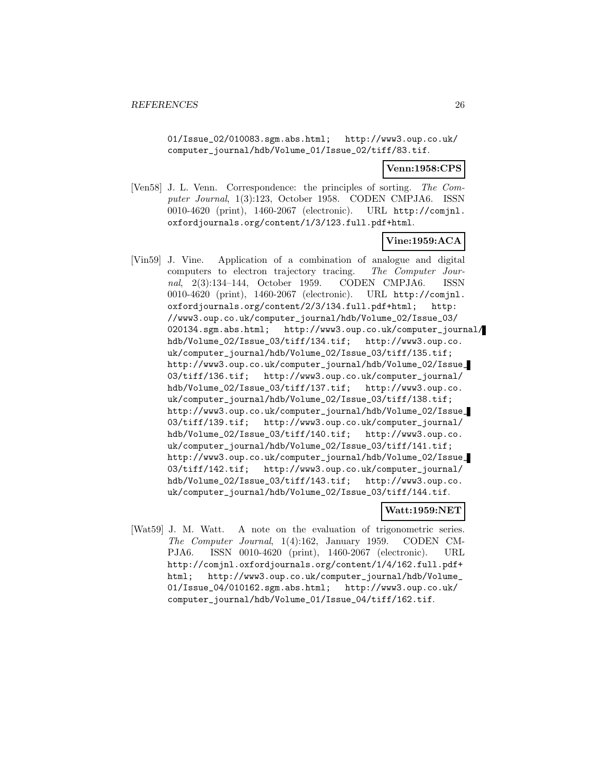01/Issue_02/010083.sgm.abs.html; http://www3.oup.co.uk/computer_journal/hdb/Volume_01/Issue_02/tiff/83.tif.

**Venn:1958:CPS**

[Ven58] J. L. Venn. Correspondence: the principles of sorting. *The Computer Journal*, 1(3):123, October 1958. CODEN CMPJA6. ISSN 0010-4620 (print), 1460-2067 (electronic). URL http://comjnl.oxfordjournals.org/content/1/3/123.full.pdf+html.

**Vine:1959:ACA**

[Vin59] J. Vine. Application of a combination of analogue and digital computers to electron trajectory tracing. *The Computer Journal*, 2(3):134–144, October 1959. CODEN CMPJA6. ISSN 0010-4620 (print), 1460-2067 (electronic). URL http://comjnl.oxfordjournals.org/content/2/3/134.full.pdf+html; http://www3.oup.co.uk/computer_journal/hdb/Volume_02/Issue_03/020134.sgm.abs.html; http://www3.oup.co.uk/computer_journal/hdb/Volume_02/Issue_03/tiff/134.tif; http://www3.oup.co.uk/computer_journal/hdb/Volume_02/Issue_03/tiff/135.tif; http://www3.oup.co.uk/computer_journal/hdb/Volume_02/Issue_03/tiff/136.tif; http://www3.oup.co.uk/computer_journal/hdb/Volume_02/Issue_03/tiff/137.tif; http://www3.oup.co.uk/computer_journal/hdb/Volume_02/Issue_03/tiff/138.tif; http://www3.oup.co.uk/computer_journal/hdb/Volume_02/Issue_03/tiff/139.tif; http://www3.oup.co.uk/computer_journal/hdb/Volume_02/Issue_03/tiff/140.tif; http://www3.oup.co.uk/computer_journal/hdb/Volume_02/Issue_03/tiff/141.tif; http://www3.oup.co.uk/computer_journal/hdb/Volume_02/Issue_03/tiff/142.tif; http://www3.oup.co.uk/computer_journal/hdb/Volume_02/Issue_03/tiff/143.tif; http://www3.oup.co.uk/computer_journal/hdb/Volume_02/Issue_03/tiff/144.tif.

**Watt:1959:NET**

[Wat59] J. M. Watt. A note on the evaluation of trigonometric series. *The Computer Journal*, 1(4):162, January 1959. CODEN CMPJA6. ISSN 0010-4620 (print), 1460-2067 (electronic). URL http://comjnl.oxfordjournals.org/content/1/4/162.full.pdf+html; http://www3.oup.co.uk/computer_journal/hdb/Volume_01/Issue_04/010162.sgm.abs.html; http://www3.oup.co.uk/computer_journal/hdb/Volume_01/Issue_04/tiff/162.tif.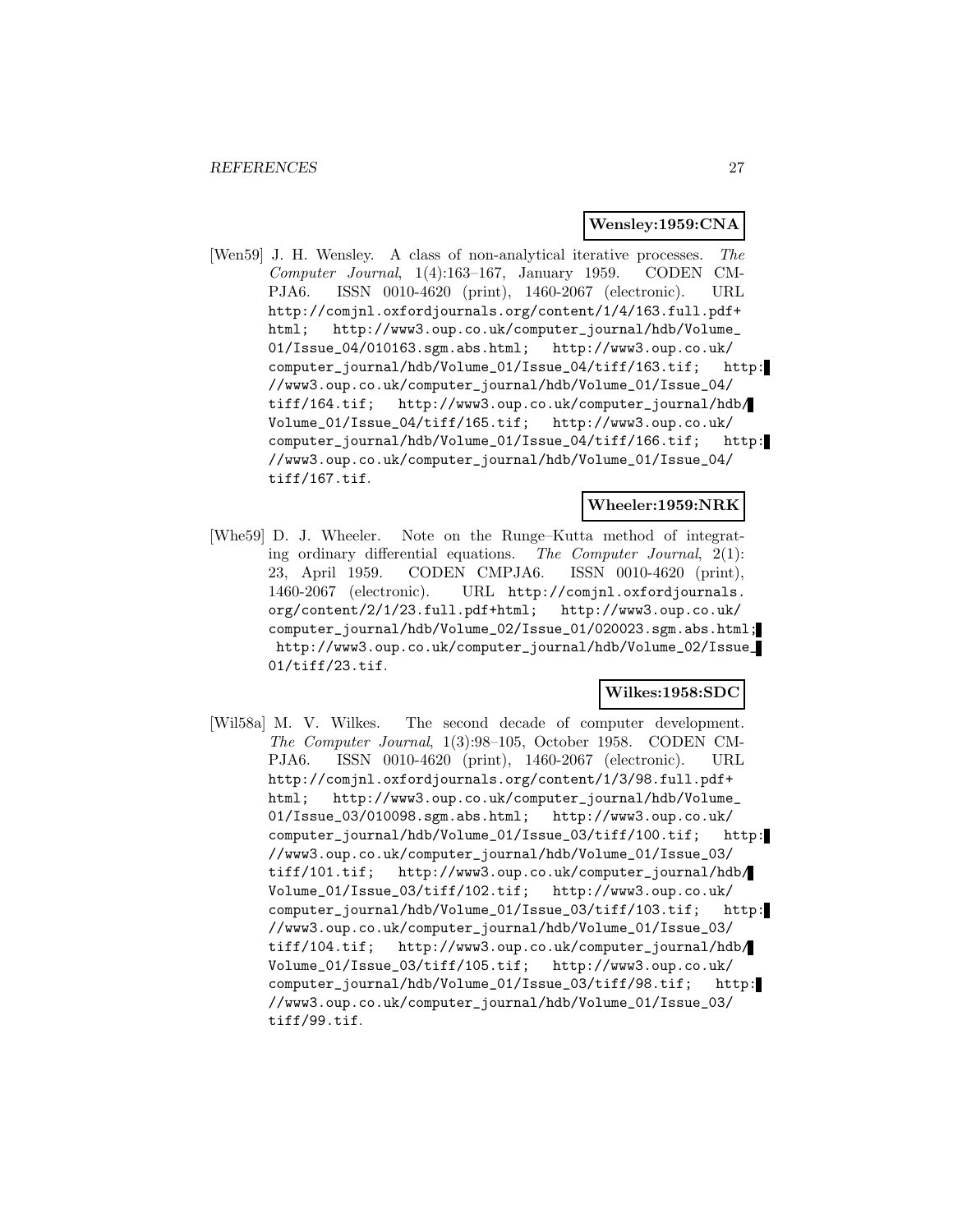**Wensley:1959:CNA**

[Wen59] J. H. Wensley. A class of non-analytical iterative processes. *The Computer Journal*, 1(4):163–167, January 1959. CODEN CMPJA6. ISSN 0010-4620 (print), 1460-2067 (electronic). URL http://comjnl.oxfordjournals.org/content/1/4/163.full.pdf+html; http://www3.oup.co.uk/computer_journal/hdb/Volume_01/Issue_04/010163.sgm.abs.html; http://www3.oup.co.uk/computer_journal/hdb/Volume_01/Issue_04/tiff/163.tif; http://www3.oup.co.uk/computer_journal/hdb/Volume_01/Issue_04/tiff/164.tif; http://www3.oup.co.uk/computer_journal/hdb/Volume_01/Issue_04/tiff/165.tif; http://www3.oup.co.uk/computer_journal/hdb/Volume_01/Issue_04/tiff/166.tif; http://www3.oup.co.uk/computer_journal/hdb/Volume_01/Issue_04/tiff/167.tif.

**Wheeler:1959:NRK**

[Whe59] D. J. Wheeler. Note on the Runge–Kutta method of integrating ordinary differential equations. *The Computer Journal*, 2(1):23, April 1959. CODEN CMPJA6. ISSN 0010-4620 (print), 1460-2067 (electronic). URL http://comjnl.oxfordjournals.org/content/2/1/23.full.pdf+html; http://www3.oup.co.uk/computer_journal/hdb/Volume_02/Issue_01/020023.sgm.abs.html; http://www3.oup.co.uk/computer_journal/hdb/Volume_02/Issue_01/tiff/23.tif.

**Wilkes:1958:SDC**

[Wil58a] M. V. Wilkes. The second decade of computer development. *The Computer Journal*, 1(3):98–105, October 1958. CODEN CMPJA6. ISSN 0010-4620 (print), 1460-2067 (electronic). URL http://comjnl.oxfordjournals.org/content/1/3/98.full.pdf+html; http://www3.oup.co.uk/computer_journal/hdb/Volume_01/Issue_03/010098.sgm.abs.html; http://www3.oup.co.uk/computer_journal/hdb/Volume_01/Issue_03/tiff/100.tif; http://www3.oup.co.uk/computer_journal/hdb/Volume_01/Issue_03/tiff/101.tif; http://www3.oup.co.uk/computer_journal/hdb/Volume_01/Issue_03/tiff/102.tif; http://www3.oup.co.uk/computer_journal/hdb/Volume_01/Issue_03/tiff/103.tif; http://www3.oup.co.uk/computer_journal/hdb/Volume_01/Issue_03/tiff/104.tif; http://www3.oup.co.uk/computer_journal/hdb/Volume_01/Issue_03/tiff/105.tif; http://www3.oup.co.uk/computer_journal/hdb/Volume_01/Issue_03/tiff/98.tif; http://www3.oup.co.uk/computer_journal/hdb/Volume_01/Issue_03/tiff/99.tif.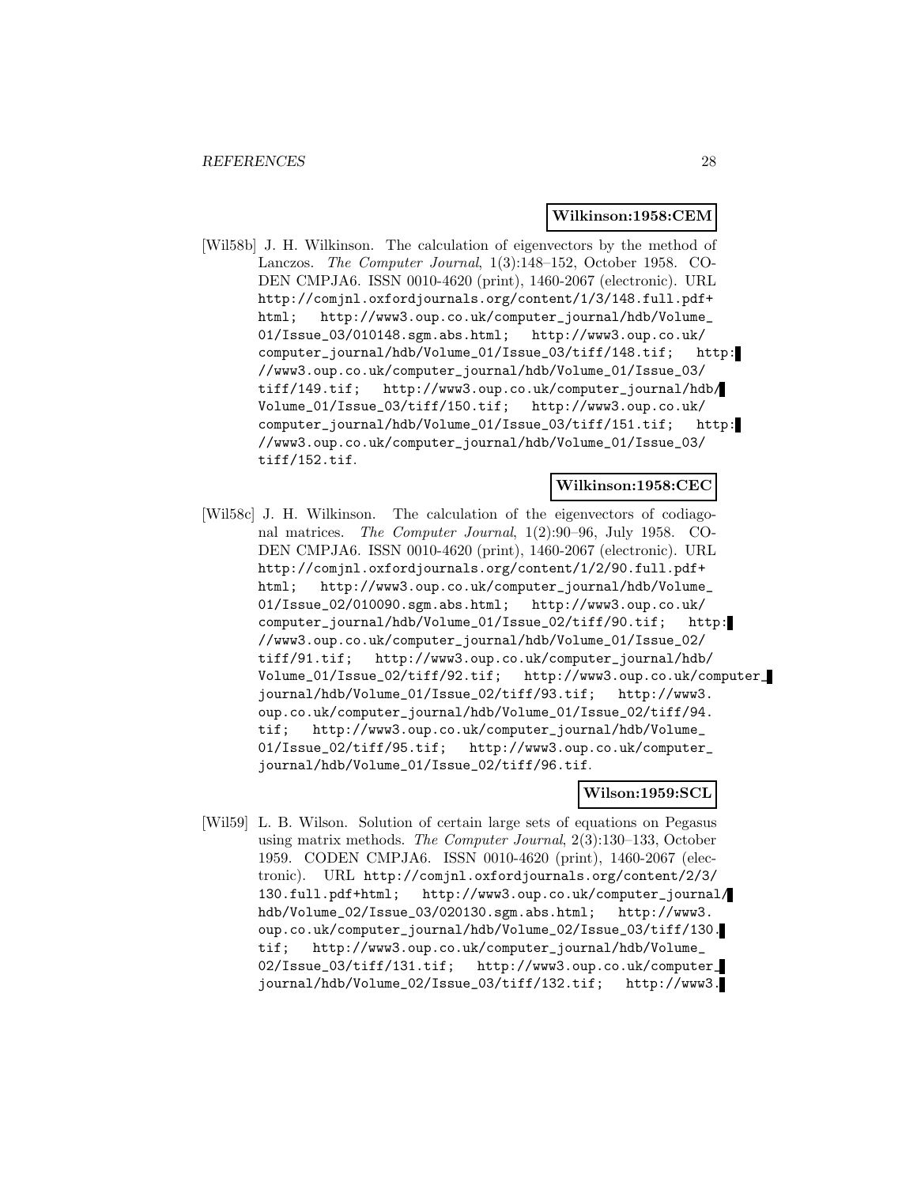**Wilkinson:1958:CEM**

[Wil58b] J. H. Wilkinson. The calculation of eigenvectors by the method of Lanczos. *The Computer Journal*, 1(3):148–152, October 1958. CODEN CMPJA6. ISSN 0010-4620 (print), 1460-2067 (electronic). URL http://comjnl.oxfordjournals.org/content/1/3/148.full.pdf+html; http://www3.oup.co.uk/computer_journal/hdb/Volume_01/Issue_03/010148.sgm.abs.html; http://www3.oup.co.uk/computer_journal/hdb/Volume_01/Issue_03/tiff/148.tif; http://www3.oup.co.uk/computer_journal/hdb/Volume_01/Issue_03/tiff/149.tif; http://www3.oup.co.uk/computer_journal/hdb/Volume_01/Issue_03/tiff/150.tif; http://www3.oup.co.uk/computer_journal/hdb/Volume_01/Issue_03/tiff/151.tif; http://www3.oup.co.uk/computer_journal/hdb/Volume_01/Issue_03/tiff/152.tif.

**Wilkinson:1958:CEC**

[Wil58c] J. H. Wilkinson. The calculation of the eigenvectors of codiagonal matrices. *The Computer Journal*, 1(2):90–96, July 1958. CODEN CMPJA6. ISSN 0010-4620 (print), 1460-2067 (electronic). URL http://comjnl.oxfordjournals.org/content/1/2/90.full.pdf+html; http://www3.oup.co.uk/computer_journal/hdb/Volume_01/Issue_02/010090.sgm.abs.html; http://www3.oup.co.uk/computer_journal/hdb/Volume_01/Issue_02/tiff/90.tif; http://www3.oup.co.uk/computer_journal/hdb/Volume_01/Issue_02/tiff/91.tif; http://www3.oup.co.uk/computer_journal/hdb/Volume_01/Issue_02/tiff/92.tif; http://www3.oup.co.uk/computer_journal/hdb/Volume_01/Issue_02/tiff/93.tif; http://www3.oup.co.uk/computer_journal/hdb/Volume_01/Issue_02/tiff/94.tif; http://www3.oup.co.uk/computer_journal/hdb/Volume_01/Issue_02/tiff/95.tif; http://www3.oup.co.uk/computer_journal/hdb/Volume_01/Issue_02/tiff/96.tif.

**Wilson:1959:SCL**

[Wil59] L. B. Wilson. Solution of certain large sets of equations on Pegasus using matrix methods. *The Computer Journal*, 2(3):130–133, October 1959. CODEN CMPJA6. ISSN 0010-4620 (print), 1460-2067 (electronic). URL http://comjnl.oxfordjournals.org/content/2/3/130.full.pdf+html; http://www3.oup.co.uk/computer_journal/hdb/Volume_02/Issue_03/020130.sgm.abs.html; http://www3.oup.co.uk/computer_journal/hdb/Volume_02/Issue_03/tiff/130.tif; http://www3.oup.co.uk/computer_journal/hdb/Volume_02/Issue_03/tiff/131.tif; http://www3.oup.co.uk/computer_journal/hdb/Volume_02/Issue_03/tiff/132.tif; http://www3.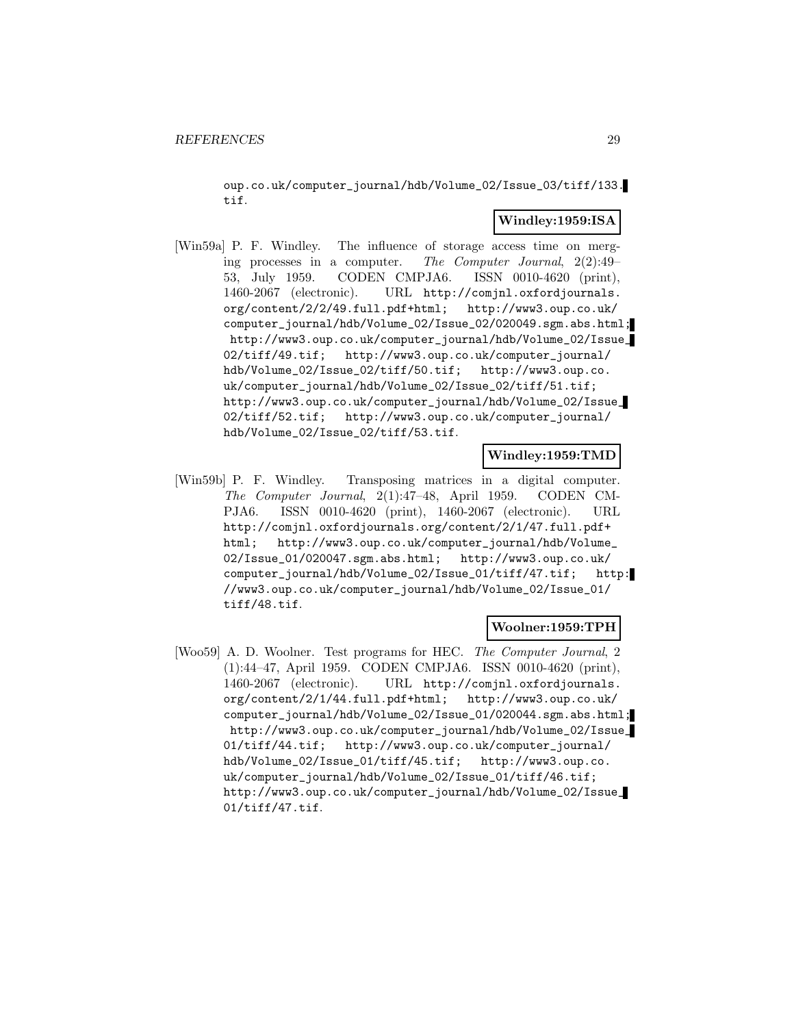oup.co.uk/computer_journal/hdb/Volume_02/Issue_03/tiff/133.tif.

**Windley:1959:ISA**

[Win59a] P. F. Windley. The influence of storage access time on merging processes in a computer. *The Computer Journal*, 2(2):49–53, July 1959. CODEN CMPJA6. ISSN 0010-4620 (print), 1460-2067 (electronic). URL http://comjnl.oxfordjournals.org/content/2/2/49.full.pdf+html; http://www3.oup.co.uk/computer_journal/hdb/Volume_02/Issue_02/020049.sgm.abs.html; http://www3.oup.co.uk/computer_journal/hdb/Volume_02/Issue_02/tiff/49.tif; http://www3.oup.co.uk/computer_journal/hdb/Volume_02/Issue_02/tiff/50.tif; http://www3.oup.co.uk/computer_journal/hdb/Volume_02/Issue_02/tiff/51.tif; http://www3.oup.co.uk/computer_journal/hdb/Volume_02/Issue_02/tiff/52.tif; http://www3.oup.co.uk/computer_journal/hdb/Volume_02/Issue_02/tiff/53.tif.

**Windley:1959:TMD**

[Win59b] P. F. Windley. Transposing matrices in a digital computer. *The Computer Journal*, 2(1):47–48, April 1959. CODEN CMPJA6. ISSN 0010-4620 (print), 1460-2067 (electronic). URL http://comjnl.oxfordjournals.org/content/2/1/47.full.pdf+html; http://www3.oup.co.uk/computer_journal/hdb/Volume_02/Issue_01/020047.sgm.abs.html; http://www3.oup.co.uk/computer_journal/hdb/Volume_02/Issue_01/tiff/47.tif; http://www3.oup.co.uk/computer_journal/hdb/Volume_02/Issue_01/tiff/48.tif.

**Woolner:1959:TPH**

[Woo59] A. D. Woolner. Test programs for HEC. *The Computer Journal*, 2(1):44–47, April 1959. CODEN CMPJA6. ISSN 0010-4620 (print), 1460-2067 (electronic). URL http://comjnl.oxfordjournals.org/content/2/1/44.full.pdf+html; http://www3.oup.co.uk/computer_journal/hdb/Volume_02/Issue_01/020044.sgm.abs.html; http://www3.oup.co.uk/computer_journal/hdb/Volume_02/Issue_01/tiff/44.tif; http://www3.oup.co.uk/computer_journal/hdb/Volume_02/Issue_01/tiff/45.tif; http://www3.oup.co.uk/computer_journal/hdb/Volume_02/Issue_01/tiff/46.tif; http://www3.oup.co.uk/computer_journal/hdb/Volume_02/Issue_01/tiff/47.tif.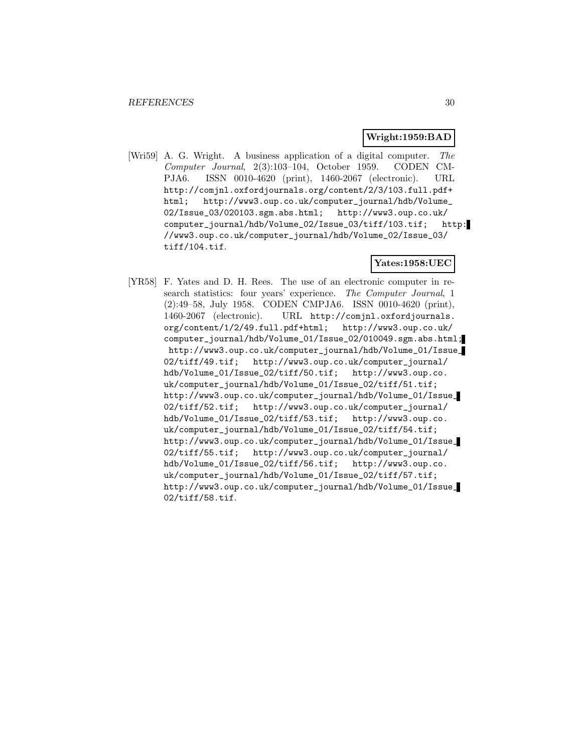**Wright:1959:BAD**

[Wri59] A. G. Wright. A business application of a digital computer. *The Computer Journal*, 2(3):103–104, October 1959. CODEN CMPJA6. ISSN 0010-4620 (print), 1460-2067 (electronic). URL http://comjnl.oxfordjournals.org/content/2/3/103.full.pdf+html; http://www3.oup.co.uk/computer_journal/hdb/Volume_02/Issue_03/020103.sgm.abs.html; http://www3.oup.co.uk/computer_journal/hdb/Volume_02/Issue_03/tiff/103.tif; http://www3.oup.co.uk/computer_journal/hdb/Volume_02/Issue_03/tiff/104.tif.

**Yates:1958:UEC**

[YR58] F. Yates and D. H. Rees. The use of an electronic computer in research statistics: four years' experience. *The Computer Journal*, 1(2):49–58, July 1958. CODEN CMPJA6. ISSN 0010-4620 (print), 1460-2067 (electronic). URL http://comjnl.oxfordjournals.org/content/1/2/49.full.pdf+html; http://www3.oup.co.uk/computer_journal/hdb/Volume_01/Issue_02/010049.sgm.abs.html; http://www3.oup.co.uk/computer_journal/hdb/Volume_01/Issue_02/tiff/49.tif; http://www3.oup.co.uk/computer_journal/hdb/Volume_01/Issue_02/tiff/50.tif; http://www3.oup.co.uk/computer_journal/hdb/Volume_01/Issue_02/tiff/51.tif; http://www3.oup.co.uk/computer_journal/hdb/Volume_01/Issue_02/tiff/52.tif; http://www3.oup.co.uk/computer_journal/hdb/Volume_01/Issue_02/tiff/53.tif; http://www3.oup.co.uk/computer_journal/hdb/Volume_01/Issue_02/tiff/54.tif; http://www3.oup.co.uk/computer_journal/hdb/Volume_01/Issue_02/tiff/55.tif; http://www3.oup.co.uk/computer_journal/hdb/Volume_01/Issue_02/tiff/56.tif; http://www3.oup.co.uk/computer_journal/hdb/Volume_01/Issue_02/tiff/57.tif; http://www3.oup.co.uk/computer_journal/hdb/Volume_01/Issue_02/tiff/58.tif.